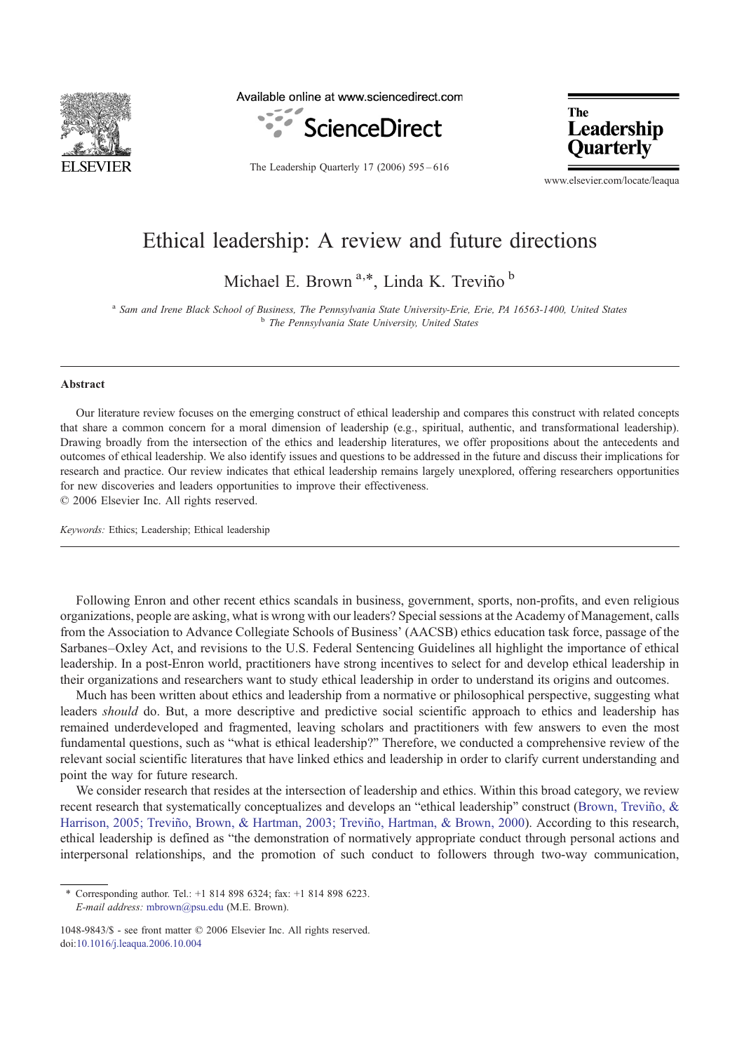# Ethical leadership: A review and future directions

Michael E. Brown [a,*], Linda K. Treviño [b]

[a] Sam and Irene Black School of Business, The Pennsylvania State University-Erie, Erie, PA 16563-1400, United States
[b] The Pennsylvania State University, United States

---

### Abstract

Our literature review focuses on the emerging construct of ethical leadership and compares this construct with related concepts that share a common concern for a moral dimension of leadership (e.g., spiritual, authentic, and transformational leadership). Drawing broadly from the intersection of the ethics and leadership literatures, we offer propositions about the antecedents and outcomes of ethical leadership. We also identify issues and questions to be addressed in the future and discuss their implications for research and practice. Our review indicates that ethical leadership remains largely unexplored, offering researchers opportunities for new discoveries and leaders opportunities to improve their effectiveness.
© 2006 Elsevier Inc. All rights reserved.

*Keywords:* Ethics; Leadership; Ethical leadership

---

Following Enron and other recent ethics scandals in business, government, sports, non-profits, and even religious organizations, people are asking, what is wrong with our leaders? Special sessions at the Academy of Management, calls from the Association to Advance Collegiate Schools of Business' (AACSB) ethics education task force, passage of the Sarbanes–Oxley Act, and revisions to the U.S. Federal Sentencing Guidelines all highlight the importance of ethical leadership. In a post-Enron world, practitioners have strong incentives to select for and develop ethical leadership in their organizations and researchers want to study ethical leadership in order to understand its origins and outcomes.

Much has been written about ethics and leadership from a normative or philosophical perspective, suggesting what leaders *should* do. But, a more descriptive and predictive social scientific approach to ethics and leadership has remained underdeveloped and fragmented, leaving scholars and practitioners with few answers to even the most fundamental questions, such as "what is ethical leadership?" Therefore, we conducted a comprehensive review of the relevant social scientific literatures that have linked ethics and leadership in order to clarify current understanding and point the way for future research.

We consider research that resides at the intersection of leadership and ethics. Within this broad category, we review recent research that systematically conceptualizes and develops an "ethical leadership" construct (Brown, Treviño, & Harrison, 2005; Treviño, Brown, & Hartman, 2003; Treviño, Hartman, & Brown, 2000). According to this research, ethical leadership is defined as "the demonstration of normatively appropriate conduct through personal actions and interpersonal relationships, and the promotion of such conduct to followers through two-way communication,

---

\* Corresponding author. Tel.: +1 814 898 6324; fax: +1 814 898 6223.
*E-mail address:* mbrown@psu.edu (M.E. Brown).

1048-9843/$ - see front matter © 2006 Elsevier Inc. All rights reserved.
doi:10.1016/j.leaqua.2006.10.004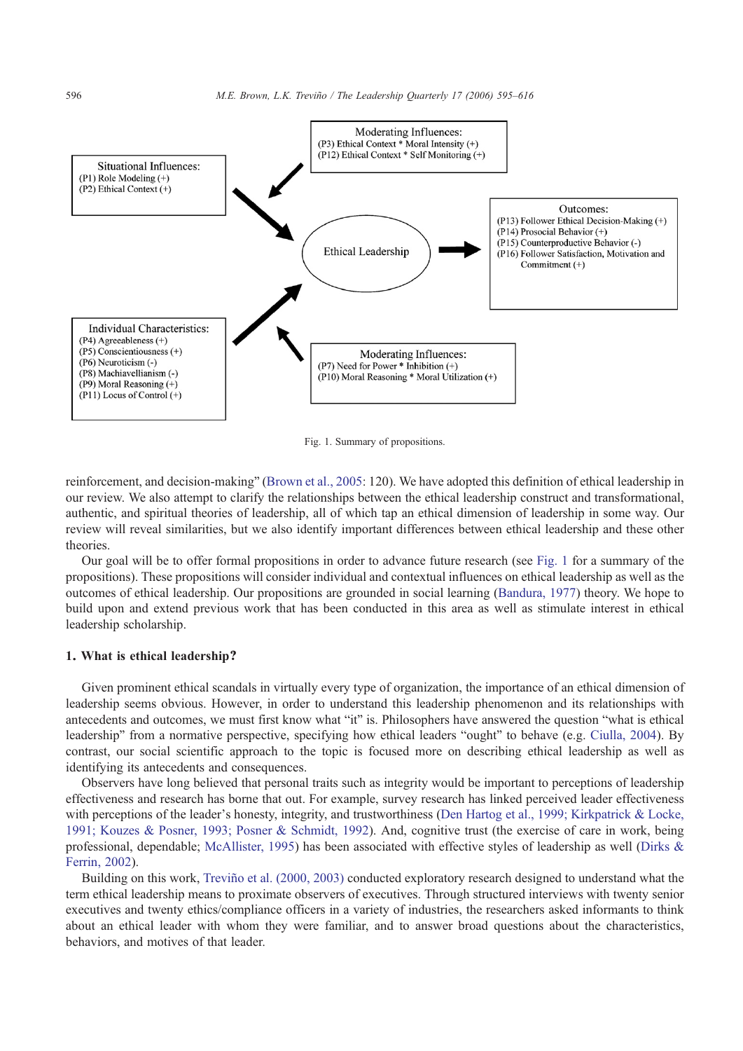Situational Influences:
(P1) Role Modeling (+)
(P2) Ethical Context (+)

Moderating Influences:
(P3) Ethical Context * Moral Intensity (+)
(P12) Ethical Context * Self Monitoring (+)

Ethical Leadership

Outcomes:
(P13) Follower Ethical Decision-Making (+)
(P14) Prosocial Behavior (+)
(P15) Counterproductive Behavior (-)
(P16) Follower Satisfaction, Motivation and Commitment (+)

Individual Characteristics:
(P4) Agreeableness (+)
(P5) Conscientiousness (+)
(P6) Neuroticism (-)
(P8) Machiavellianism (-)
(P9) Moral Reasoning (+)
(P11) Locus of Control (+)

Moderating Influences:
(P7) Need for Power * Inhibition (+)
(P10) Moral Reasoning * Moral Utilization (+)

Fig. 1. Summary of propositions.

reinforcement, and decision-making" (Brown et al., 2005: 120). We have adopted this definition of ethical leadership in our review. We also attempt to clarify the relationships between the ethical leadership construct and transformational, authentic, and spiritual theories of leadership, all of which tap an ethical dimension of leadership in some way. Our review will reveal similarities, but we also identify important differences between ethical leadership and these other theories.

Our goal will be to offer formal propositions in order to advance future research (see Fig. 1 for a summary of the propositions). These propositions will consider individual and contextual influences on ethical leadership as well as the outcomes of ethical leadership. Our propositions are grounded in social learning (Bandura, 1977) theory. We hope to build upon and extend previous work that has been conducted in this area as well as stimulate interest in ethical leadership scholarship.

## 1. What is ethical leadership?

Given prominent ethical scandals in virtually every type of organization, the importance of an ethical dimension of leadership seems obvious. However, in order to understand this leadership phenomenon and its relationships with antecedents and outcomes, we must first know what "it" is. Philosophers have answered the question "what is ethical leadership" from a normative perspective, specifying how ethical leaders "ought" to behave (e.g. Ciulla, 2004). By contrast, our social scientific approach to the topic is focused more on describing ethical leadership as well as identifying its antecedents and consequences.

Observers have long believed that personal traits such as integrity would be important to perceptions of leadership effectiveness and research has borne that out. For example, survey research has linked perceived leader effectiveness with perceptions of the leader's honesty, integrity, and trustworthiness (Den Hartog et al., 1999; Kirkpatrick & Locke, 1991; Kouzes & Posner, 1993; Posner & Schmidt, 1992). And, cognitive trust (the exercise of care in work, being professional, dependable; McAllister, 1995) has been associated with effective styles of leadership as well (Dirks & Ferrin, 2002).

Building on this work, Treviño et al. (2000, 2003) conducted exploratory research designed to understand what the term ethical leadership means to proximate observers of executives. Through structured interviews with twenty senior executives and twenty ethics/compliance officers in a variety of industries, the researchers asked informants to think about an ethical leader with whom they were familiar, and to answer broad questions about the characteristics, behaviors, and motives of that leader.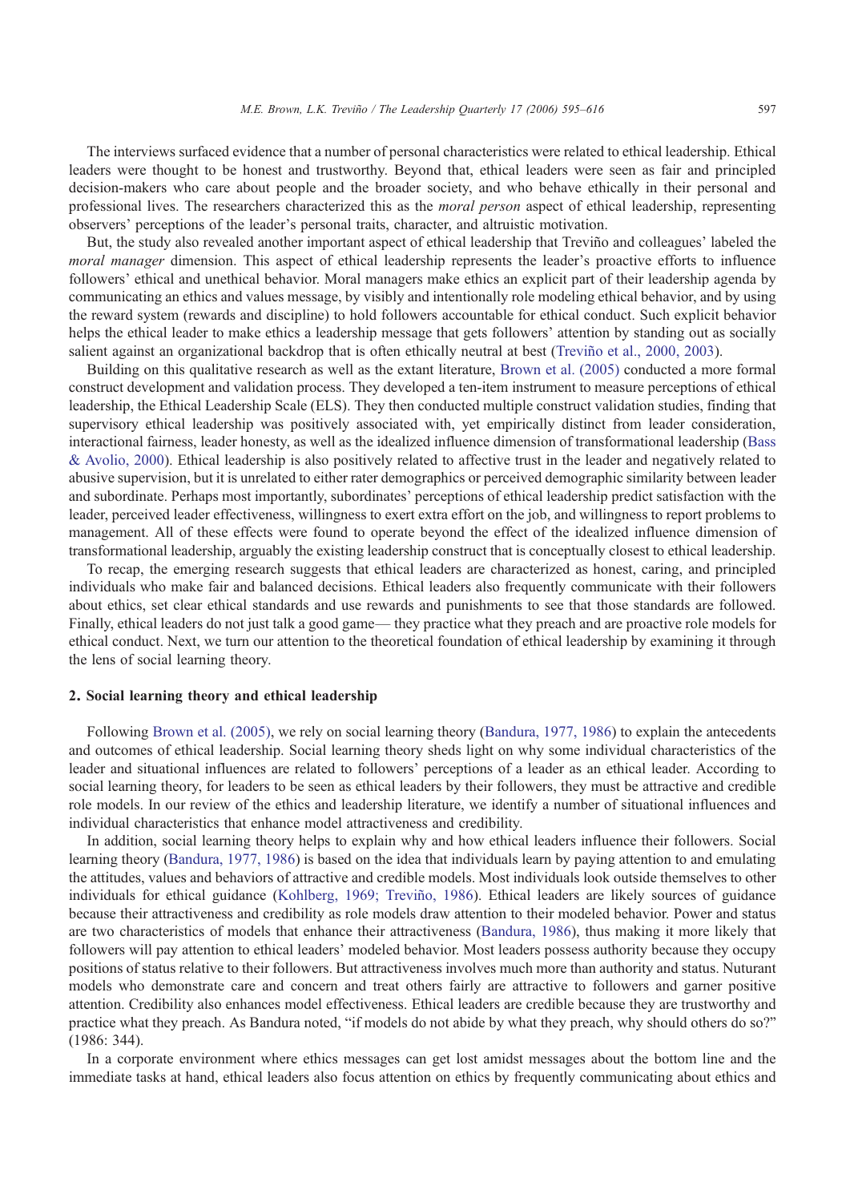The interviews surfaced evidence that a number of personal characteristics were related to ethical leadership. Ethical leaders were thought to be honest and trustworthy. Beyond that, ethical leaders were seen as fair and principled decision-makers who care about people and the broader society, and who behave ethically in their personal and professional lives. The researchers characterized this as the *moral person* aspect of ethical leadership, representing observers' perceptions of the leader's personal traits, character, and altruistic motivation.

But, the study also revealed another important aspect of ethical leadership that Treviño and colleagues' labeled the *moral manager* dimension. This aspect of ethical leadership represents the leader's proactive efforts to influence followers' ethical and unethical behavior. Moral managers make ethics an explicit part of their leadership agenda by communicating an ethics and values message, by visibly and intentionally role modeling ethical behavior, and by using the reward system (rewards and discipline) to hold followers accountable for ethical conduct. Such explicit behavior helps the ethical leader to make ethics a leadership message that gets followers' attention by standing out as socially salient against an organizational backdrop that is often ethically neutral at best (Treviño et al., 2000, 2003).

Building on this qualitative research as well as the extant literature, Brown et al. (2005) conducted a more formal construct development and validation process. They developed a ten-item instrument to measure perceptions of ethical leadership, the Ethical Leadership Scale (ELS). They then conducted multiple construct validation studies, finding that supervisory ethical leadership was positively associated with, yet empirically distinct from leader consideration, interactional fairness, leader honesty, as well as the idealized influence dimension of transformational leadership (Bass & Avolio, 2000). Ethical leadership is also positively related to affective trust in the leader and negatively related to abusive supervision, but it is unrelated to either rater demographics or perceived demographic similarity between leader and subordinate. Perhaps most importantly, subordinates' perceptions of ethical leadership predict satisfaction with the leader, perceived leader effectiveness, willingness to exert extra effort on the job, and willingness to report problems to management. All of these effects were found to operate beyond the effect of the idealized influence dimension of transformational leadership, arguably the existing leadership construct that is conceptually closest to ethical leadership.

To recap, the emerging research suggests that ethical leaders are characterized as honest, caring, and principled individuals who make fair and balanced decisions. Ethical leaders also frequently communicate with their followers about ethics, set clear ethical standards and use rewards and punishments to see that those standards are followed. Finally, ethical leaders do not just talk a good game— they practice what they preach and are proactive role models for ethical conduct. Next, we turn our attention to the theoretical foundation of ethical leadership by examining it through the lens of social learning theory.

## 2. Social learning theory and ethical leadership

Following Brown et al. (2005), we rely on social learning theory (Bandura, 1977, 1986) to explain the antecedents and outcomes of ethical leadership. Social learning theory sheds light on why some individual characteristics of the leader and situational influences are related to followers' perceptions of a leader as an ethical leader. According to social learning theory, for leaders to be seen as ethical leaders by their followers, they must be attractive and credible role models. In our review of the ethics and leadership literature, we identify a number of situational influences and individual characteristics that enhance model attractiveness and credibility.

In addition, social learning theory helps to explain why and how ethical leaders influence their followers. Social learning theory (Bandura, 1977, 1986) is based on the idea that individuals learn by paying attention to and emulating the attitudes, values and behaviors of attractive and credible models. Most individuals look outside themselves to other individuals for ethical guidance (Kohlberg, 1969; Treviño, 1986). Ethical leaders are likely sources of guidance because their attractiveness and credibility as role models draw attention to their modeled behavior. Power and status are two characteristics of models that enhance their attractiveness (Bandura, 1986), thus making it more likely that followers will pay attention to ethical leaders' modeled behavior. Most leaders possess authority because they occupy positions of status relative to their followers. But attractiveness involves much more than authority and status. Nuturant models who demonstrate care and concern and treat others fairly are attractive to followers and garner positive attention. Credibility also enhances model effectiveness. Ethical leaders are credible because they are trustworthy and practice what they preach. As Bandura noted, "if models do not abide by what they preach, why should others do so?" (1986: 344).

In a corporate environment where ethics messages can get lost amidst messages about the bottom line and the immediate tasks at hand, ethical leaders also focus attention on ethics by frequently communicating about ethics and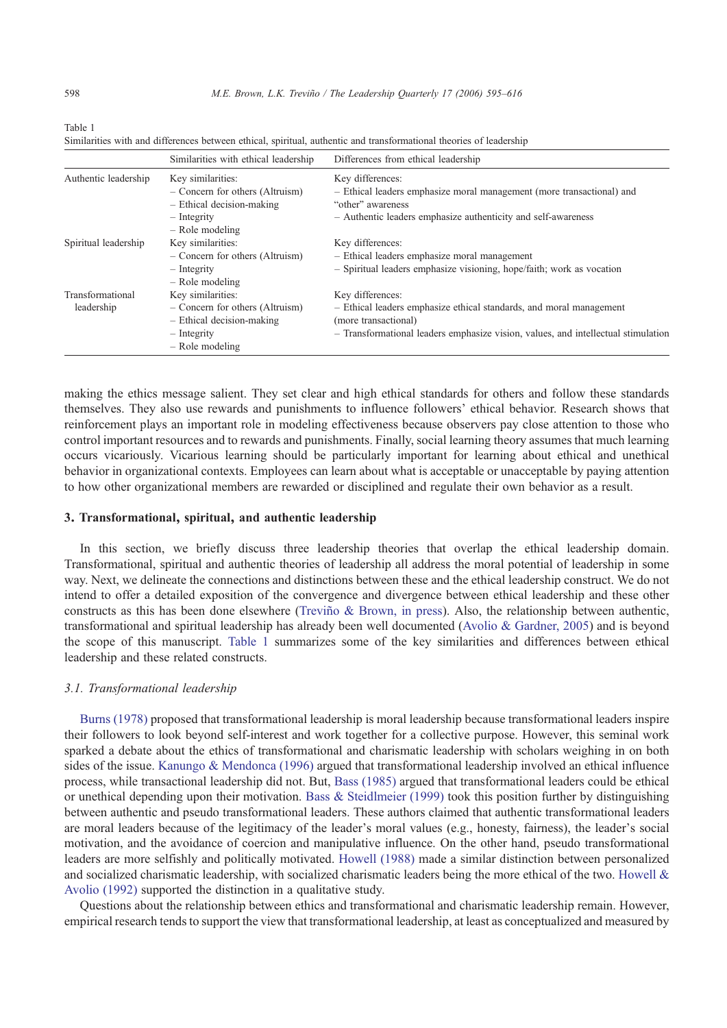Table 1
Similarities with and differences between ethical, spiritual, authentic and transformational theories of leadership

| | Similarities with ethical leadership | Differences from ethical leadership |
|---|---|---|
| Authentic leadership | Key similarities:<br>– Concern for others (Altruism)<br>– Ethical decision-making<br>– Integrity<br>– Role modeling | Key differences:<br>– Ethical leaders emphasize moral management (more transactional) and "other" awareness<br>– Authentic leaders emphasize authenticity and self-awareness |
| Spiritual leadership | Key similarities:<br>– Concern for others (Altruism)<br>– Integrity<br>– Role modeling | Key differences:<br>– Ethical leaders emphasize moral management<br>– Spiritual leaders emphasize visioning, hope/faith; work as vocation |
| Transformational leadership | Key similarities:<br>– Concern for others (Altruism)<br>– Ethical decision-making<br>– Integrity<br>– Role modeling | Key differences:<br>– Ethical leaders emphasize ethical standards, and moral management (more transactional)<br>– Transformational leaders emphasize vision, values, and intellectual stimulation |

making the ethics message salient. They set clear and high ethical standards for others and follow these standards themselves. They also use rewards and punishments to influence followers' ethical behavior. Research shows that reinforcement plays an important role in modeling effectiveness because observers pay close attention to those who control important resources and to rewards and punishments. Finally, social learning theory assumes that much learning occurs vicariously. Vicarious learning should be particularly important for learning about ethical and unethical behavior in organizational contexts. Employees can learn about what is acceptable or unacceptable by paying attention to how other organizational members are rewarded or disciplined and regulate their own behavior as a result.

## 3. Transformational, spiritual, and authentic leadership

In this section, we briefly discuss three leadership theories that overlap the ethical leadership domain. Transformational, spiritual and authentic theories of leadership all address the moral potential of leadership in some way. Next, we delineate the connections and distinctions between these and the ethical leadership construct. We do not intend to offer a detailed exposition of the convergence and divergence between ethical leadership and these other constructs as this has been done elsewhere (Treviño & Brown, in press). Also, the relationship between authentic, transformational and spiritual leadership has already been well documented (Avolio & Gardner, 2005) and is beyond the scope of this manuscript. Table 1 summarizes some of the key similarities and differences between ethical leadership and these related constructs.

### 3.1. Transformational leadership

Burns (1978) proposed that transformational leadership is moral leadership because transformational leaders inspire their followers to look beyond self-interest and work together for a collective purpose. However, this seminal work sparked a debate about the ethics of transformational and charismatic leadership with scholars weighing in on both sides of the issue. Kanungo & Mendonca (1996) argued that transformational leadership involved an ethical influence process, while transactional leadership did not. But, Bass (1985) argued that transformational leaders could be ethical or unethical depending upon their motivation. Bass & Steidlmeier (1999) took this position further by distinguishing between authentic and pseudo transformational leaders. These authors claimed that authentic transformational leaders are moral leaders because of the legitimacy of the leader's moral values (e.g., honesty, fairness), the leader's social motivation, and the avoidance of coercion and manipulative influence. On the other hand, pseudo transformational leaders are more selfishly and politically motivated. Howell (1988) made a similar distinction between personalized and socialized charismatic leadership, with socialized charismatic leaders being the more ethical of the two. Howell & Avolio (1992) supported the distinction in a qualitative study.

Questions about the relationship between ethics and transformational and charismatic leadership remain. However, empirical research tends to support the view that transformational leadership, at least as conceptualized and measured by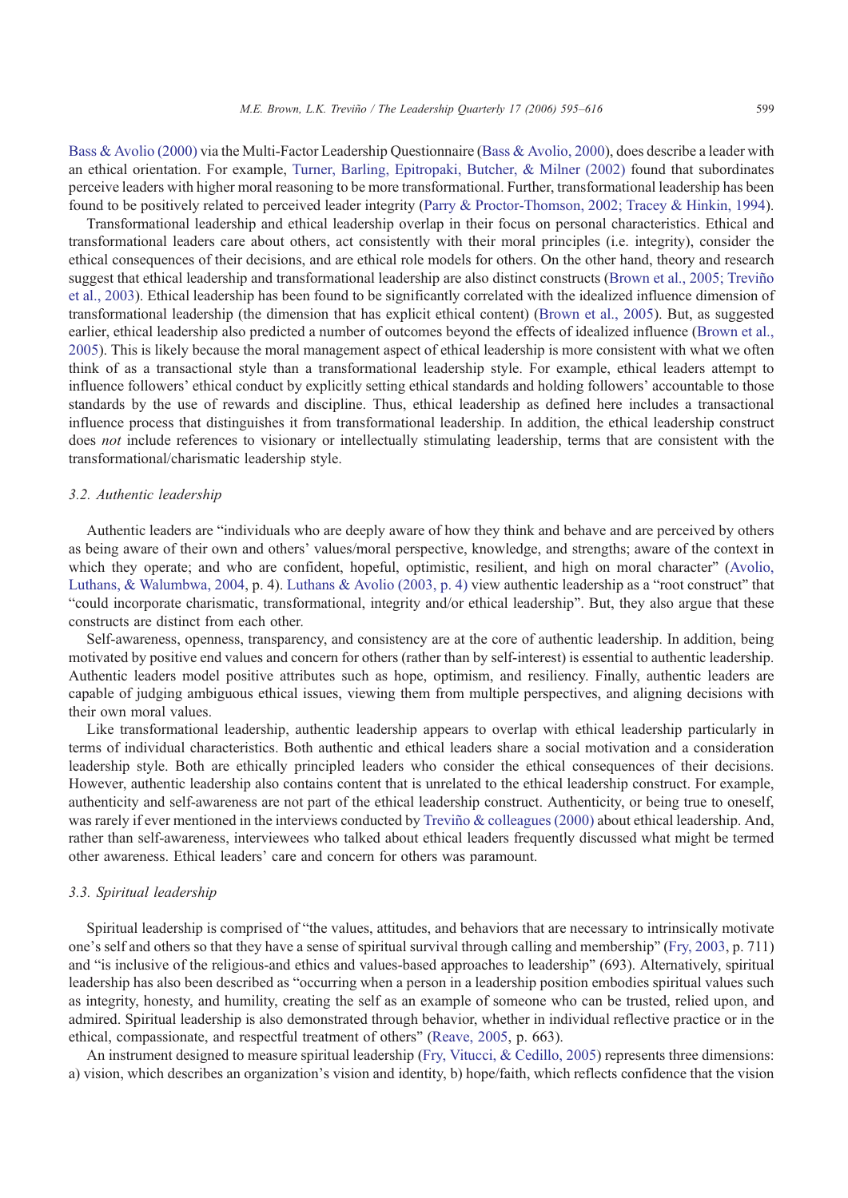Bass & Avolio (2000) via the Multi-Factor Leadership Questionnaire (Bass & Avolio, 2000), does describe a leader with an ethical orientation. For example, Turner, Barling, Epitropaki, Butcher, & Milner (2002) found that subordinates perceive leaders with higher moral reasoning to be more transformational. Further, transformational leadership has been found to be positively related to perceived leader integrity (Parry & Proctor-Thomson, 2002; Tracey & Hinkin, 1994).

Transformational leadership and ethical leadership overlap in their focus on personal characteristics. Ethical and transformational leaders care about others, act consistently with their moral principles (i.e. integrity), consider the ethical consequences of their decisions, and are ethical role models for others. On the other hand, theory and research suggest that ethical leadership and transformational leadership are also distinct constructs (Brown et al., 2005; Treviño et al., 2003). Ethical leadership has been found to be significantly correlated with the idealized influence dimension of transformational leadership (the dimension that has explicit ethical content) (Brown et al., 2005). But, as suggested earlier, ethical leadership also predicted a number of outcomes beyond the effects of idealized influence (Brown et al., 2005). This is likely because the moral management aspect of ethical leadership is more consistent with what we often think of as a transactional style than a transformational leadership style. For example, ethical leaders attempt to influence followers' ethical conduct by explicitly setting ethical standards and holding followers' accountable to those standards by the use of rewards and discipline. Thus, ethical leadership as defined here includes a transactional influence process that distinguishes it from transformational leadership. In addition, the ethical leadership construct does *not* include references to visionary or intellectually stimulating leadership, terms that are consistent with the transformational/charismatic leadership style.

### 3.2. Authentic leadership

Authentic leaders are "individuals who are deeply aware of how they think and behave and are perceived by others as being aware of their own and others' values/moral perspective, knowledge, and strengths; aware of the context in which they operate; and who are confident, hopeful, optimistic, resilient, and high on moral character" (Avolio, Luthans, & Walumbwa, 2004, p. 4). Luthans & Avolio (2003, p. 4) view authentic leadership as a "root construct" that "could incorporate charismatic, transformational, integrity and/or ethical leadership". But, they also argue that these constructs are distinct from each other.

Self-awareness, openness, transparency, and consistency are at the core of authentic leadership. In addition, being motivated by positive end values and concern for others (rather than by self-interest) is essential to authentic leadership. Authentic leaders model positive attributes such as hope, optimism, and resiliency. Finally, authentic leaders are capable of judging ambiguous ethical issues, viewing them from multiple perspectives, and aligning decisions with their own moral values.

Like transformational leadership, authentic leadership appears to overlap with ethical leadership particularly in terms of individual characteristics. Both authentic and ethical leaders share a social motivation and a consideration leadership style. Both are ethically principled leaders who consider the ethical consequences of their decisions. However, authentic leadership also contains content that is unrelated to the ethical leadership construct. For example, authenticity and self-awareness are not part of the ethical leadership construct. Authenticity, or being true to oneself, was rarely if ever mentioned in the interviews conducted by Treviño & colleagues (2000) about ethical leadership. And, rather than self-awareness, interviewees who talked about ethical leaders frequently discussed what might be termed other awareness. Ethical leaders' care and concern for others was paramount.

### 3.3. Spiritual leadership

Spiritual leadership is comprised of "the values, attitudes, and behaviors that are necessary to intrinsically motivate one's self and others so that they have a sense of spiritual survival through calling and membership" (Fry, 2003, p. 711) and "is inclusive of the religious-and ethics and values-based approaches to leadership" (693). Alternatively, spiritual leadership has also been described as "occurring when a person in a leadership position embodies spiritual values such as integrity, honesty, and humility, creating the self as an example of someone who can be trusted, relied upon, and admired. Spiritual leadership is also demonstrated through behavior, whether in individual reflective practice or in the ethical, compassionate, and respectful treatment of others" (Reave, 2005, p. 663).

An instrument designed to measure spiritual leadership (Fry, Vitucci, & Cedillo, 2005) represents three dimensions: a) vision, which describes an organization's vision and identity, b) hope/faith, which reflects confidence that the vision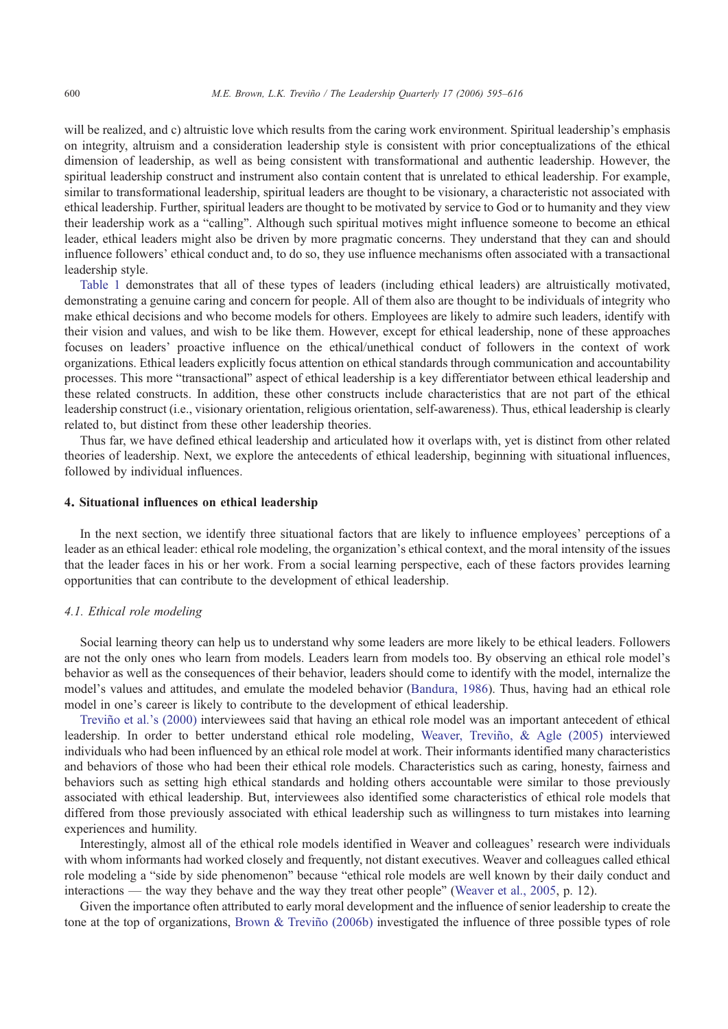will be realized, and c) altruistic love which results from the caring work environment. Spiritual leadership's emphasis on integrity, altruism and a consideration leadership style is consistent with prior conceptualizations of the ethical dimension of leadership, as well as being consistent with transformational and authentic leadership. However, the spiritual leadership construct and instrument also contain content that is unrelated to ethical leadership. For example, similar to transformational leadership, spiritual leaders are thought to be visionary, a characteristic not associated with ethical leadership. Further, spiritual leaders are thought to be motivated by service to God or to humanity and they view their leadership work as a "calling". Although such spiritual motives might influence someone to become an ethical leader, ethical leaders might also be driven by more pragmatic concerns. They understand that they can and should influence followers' ethical conduct and, to do so, they use influence mechanisms often associated with a transactional leadership style.

Table 1 demonstrates that all of these types of leaders (including ethical leaders) are altruistically motivated, demonstrating a genuine caring and concern for people. All of them also are thought to be individuals of integrity who make ethical decisions and who become models for others. Employees are likely to admire such leaders, identify with their vision and values, and wish to be like them. However, except for ethical leadership, none of these approaches focuses on leaders' proactive influence on the ethical/unethical conduct of followers in the context of work organizations. Ethical leaders explicitly focus attention on ethical standards through communication and accountability processes. This more "transactional" aspect of ethical leadership is a key differentiator between ethical leadership and these related constructs. In addition, these other constructs include characteristics that are not part of the ethical leadership construct (i.e., visionary orientation, religious orientation, self-awareness). Thus, ethical leadership is clearly related to, but distinct from these other leadership theories.

Thus far, we have defined ethical leadership and articulated how it overlaps with, yet is distinct from other related theories of leadership. Next, we explore the antecedents of ethical leadership, beginning with situational influences, followed by individual influences.

## 4. Situational influences on ethical leadership

In the next section, we identify three situational factors that are likely to influence employees' perceptions of a leader as an ethical leader: ethical role modeling, the organization's ethical context, and the moral intensity of the issues that the leader faces in his or her work. From a social learning perspective, each of these factors provides learning opportunities that can contribute to the development of ethical leadership.

### *4.1. Ethical role modeling*

Social learning theory can help us to understand why some leaders are more likely to be ethical leaders. Followers are not the only ones who learn from models. Leaders learn from models too. By observing an ethical role model's behavior as well as the consequences of their behavior, leaders should come to identify with the model, internalize the model's values and attitudes, and emulate the modeled behavior (Bandura, 1986). Thus, having had an ethical role model in one's career is likely to contribute to the development of ethical leadership.

Treviño et al.'s (2000) interviewees said that having an ethical role model was an important antecedent of ethical leadership. In order to better understand ethical role modeling, Weaver, Treviño, & Agle (2005) interviewed individuals who had been influenced by an ethical role model at work. Their informants identified many characteristics and behaviors of those who had been their ethical role models. Characteristics such as caring, honesty, fairness and behaviors such as setting high ethical standards and holding others accountable were similar to those previously associated with ethical leadership. But, interviewees also identified some characteristics of ethical role models that differed from those previously associated with ethical leadership such as willingness to turn mistakes into learning experiences and humility.

Interestingly, almost all of the ethical role models identified in Weaver and colleagues' research were individuals with whom informants had worked closely and frequently, not distant executives. Weaver and colleagues called ethical role modeling a "side by side phenomenon" because "ethical role models are well known by their daily conduct and interactions — the way they behave and the way they treat other people" (Weaver et al., 2005, p. 12).

Given the importance often attributed to early moral development and the influence of senior leadership to create the tone at the top of organizations, Brown & Treviño (2006b) investigated the influence of three possible types of role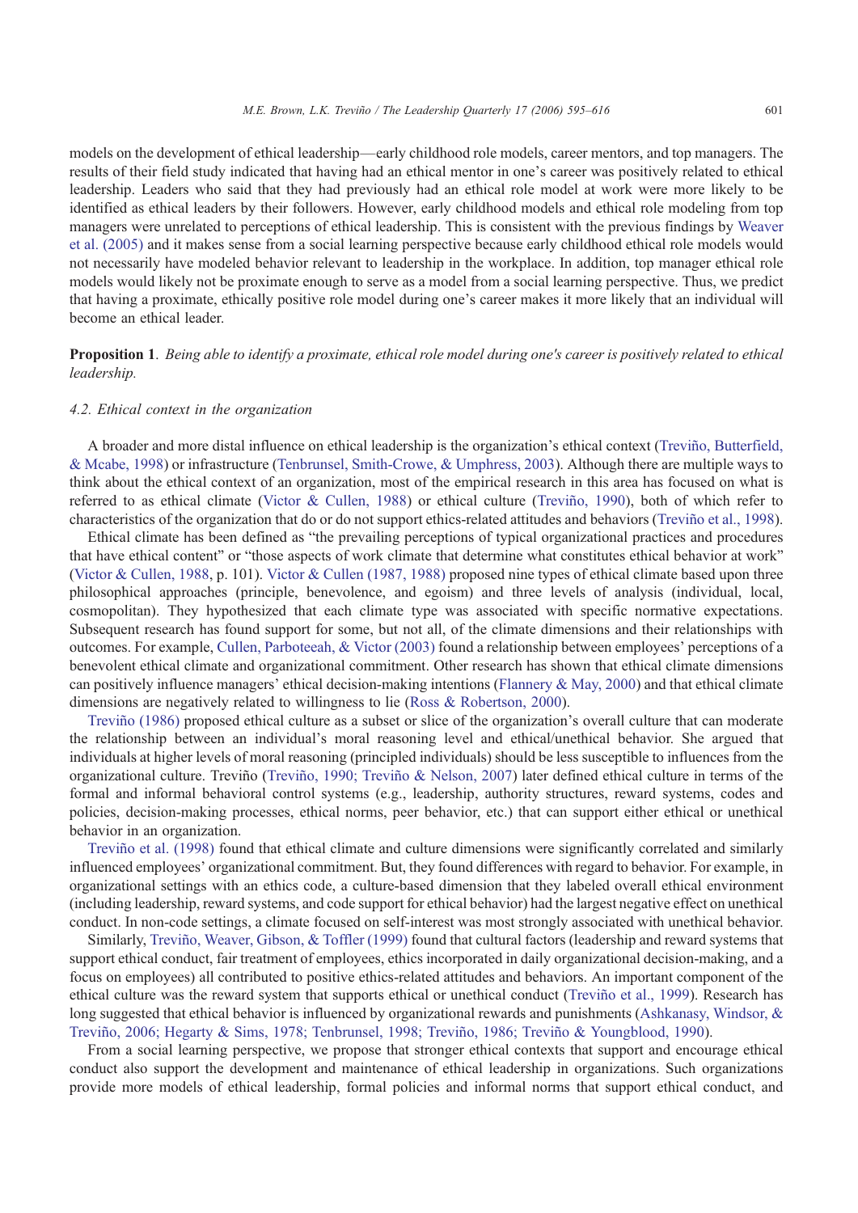models on the development of ethical leadership—early childhood role models, career mentors, and top managers. The results of their field study indicated that having had an ethical mentor in one's career was positively related to ethical leadership. Leaders who said that they had previously had an ethical role model at work were more likely to be identified as ethical leaders by their followers. However, early childhood models and ethical role modeling from top managers were unrelated to perceptions of ethical leadership. This is consistent with the previous findings by Weaver et al. (2005) and it makes sense from a social learning perspective because early childhood ethical role models would not necessarily have modeled behavior relevant to leadership in the workplace. In addition, top manager ethical role models would likely not be proximate enough to serve as a model from a social learning perspective. Thus, we predict that having a proximate, ethically positive role model during one's career makes it more likely that an individual will become an ethical leader.

**Proposition 1**. *Being able to identify a proximate, ethical role model during one's career is positively related to ethical leadership.*

### *4.2. Ethical context in the organization*

A broader and more distal influence on ethical leadership is the organization's ethical context (Treviño, Butterfield, & Mcabe, 1998) or infrastructure (Tenbrunsel, Smith-Crowe, & Umphress, 2003). Although there are multiple ways to think about the ethical context of an organization, most of the empirical research in this area has focused on what is referred to as ethical climate (Victor & Cullen, 1988) or ethical culture (Treviño, 1990), both of which refer to characteristics of the organization that do or do not support ethics-related attitudes and behaviors (Treviño et al., 1998).

Ethical climate has been defined as "the prevailing perceptions of typical organizational practices and procedures that have ethical content" or "those aspects of work climate that determine what constitutes ethical behavior at work" (Victor & Cullen, 1988, p. 101). Victor & Cullen (1987, 1988) proposed nine types of ethical climate based upon three philosophical approaches (principle, benevolence, and egoism) and three levels of analysis (individual, local, cosmopolitan). They hypothesized that each climate type was associated with specific normative expectations. Subsequent research has found support for some, but not all, of the climate dimensions and their relationships with outcomes. For example, Cullen, Parboteeah, & Victor (2003) found a relationship between employees' perceptions of a benevolent ethical climate and organizational commitment. Other research has shown that ethical climate dimensions can positively influence managers' ethical decision-making intentions (Flannery & May, 2000) and that ethical climate dimensions are negatively related to willingness to lie (Ross & Robertson, 2000).

Treviño (1986) proposed ethical culture as a subset or slice of the organization's overall culture that can moderate the relationship between an individual's moral reasoning level and ethical/unethical behavior. She argued that individuals at higher levels of moral reasoning (principled individuals) should be less susceptible to influences from the organizational culture. Treviño (Treviño, 1990; Treviño & Nelson, 2007) later defined ethical culture in terms of the formal and informal behavioral control systems (e.g., leadership, authority structures, reward systems, codes and policies, decision-making processes, ethical norms, peer behavior, etc.) that can support either ethical or unethical behavior in an organization.

Treviño et al. (1998) found that ethical climate and culture dimensions were significantly correlated and similarly influenced employees' organizational commitment. But, they found differences with regard to behavior. For example, in organizational settings with an ethics code, a culture-based dimension that they labeled overall ethical environment (including leadership, reward systems, and code support for ethical behavior) had the largest negative effect on unethical conduct. In non-code settings, a climate focused on self-interest was most strongly associated with unethical behavior.

Similarly, Treviño, Weaver, Gibson, & Toffler (1999) found that cultural factors (leadership and reward systems that support ethical conduct, fair treatment of employees, ethics incorporated in daily organizational decision-making, and a focus on employees) all contributed to positive ethics-related attitudes and behaviors. An important component of the ethical culture was the reward system that supports ethical or unethical conduct (Treviño et al., 1999). Research has long suggested that ethical behavior is influenced by organizational rewards and punishments (Ashkanasy, Windsor, & Treviño, 2006; Hegarty & Sims, 1978; Tenbrunsel, 1998; Treviño, 1986; Treviño & Youngblood, 1990).

From a social learning perspective, we propose that stronger ethical contexts that support and encourage ethical conduct also support the development and maintenance of ethical leadership in organizations. Such organizations provide more models of ethical leadership, formal policies and informal norms that support ethical conduct, and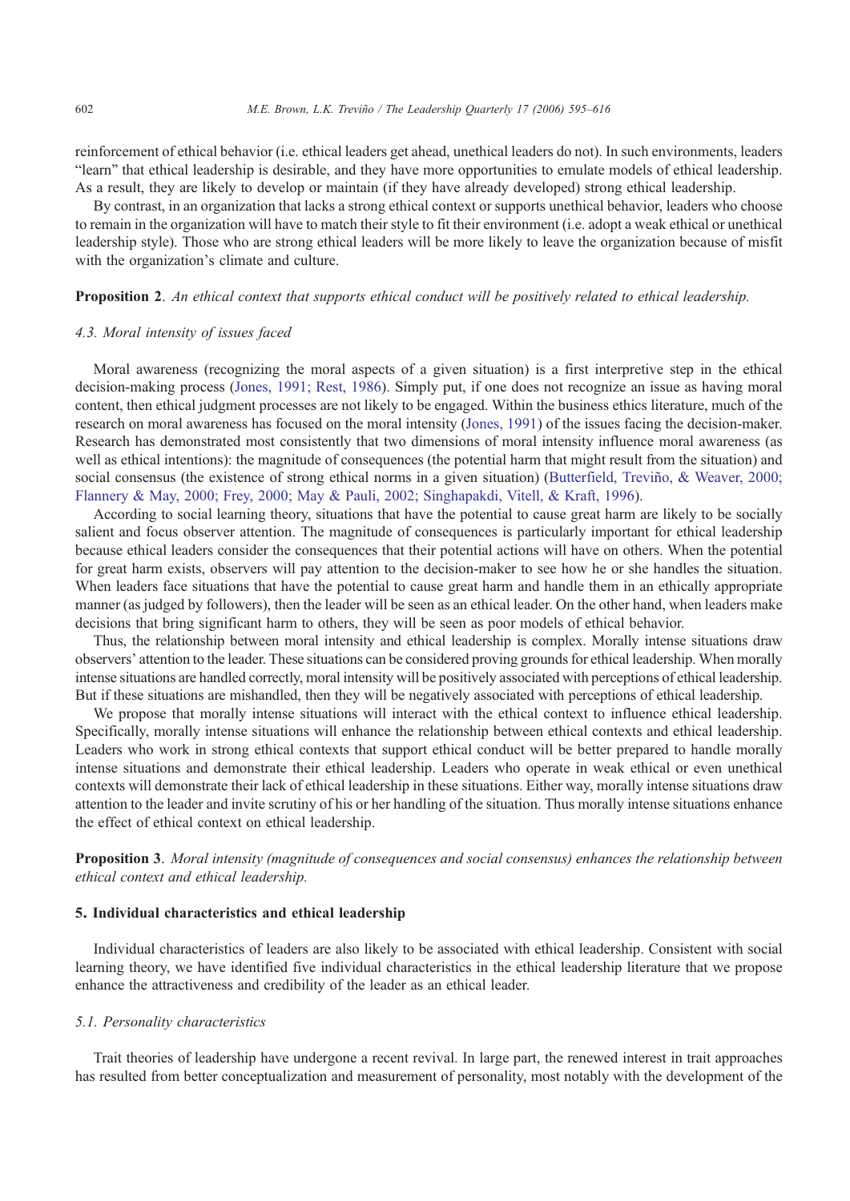reinforcement of ethical behavior (i.e. ethical leaders get ahead, unethical leaders do not). In such environments, leaders "learn" that ethical leadership is desirable, and they have more opportunities to emulate models of ethical leadership. As a result, they are likely to develop or maintain (if they have already developed) strong ethical leadership.

By contrast, in an organization that lacks a strong ethical context or supports unethical behavior, leaders who choose to remain in the organization will have to match their style to fit their environment (i.e. adopt a weak ethical or unethical leadership style). Those who are strong ethical leaders will be more likely to leave the organization because of misfit with the organization's climate and culture.

**Proposition 2**. *An ethical context that supports ethical conduct will be positively related to ethical leadership.*

### 4.3. Moral intensity of issues faced

Moral awareness (recognizing the moral aspects of a given situation) is a first interpretive step in the ethical decision-making process (Jones, 1991; Rest, 1986). Simply put, if one does not recognize an issue as having moral content, then ethical judgment processes are not likely to be engaged. Within the business ethics literature, much of the research on moral awareness has focused on the moral intensity (Jones, 1991) of the issues facing the decision-maker. Research has demonstrated most consistently that two dimensions of moral intensity influence moral awareness (as well as ethical intentions): the magnitude of consequences (the potential harm that might result from the situation) and social consensus (the existence of strong ethical norms in a given situation) (Butterfield, Treviño, & Weaver, 2000; Flannery & May, 2000; Frey, 2000; May & Pauli, 2002; Singhapakdi, Vitell, & Kraft, 1996).

According to social learning theory, situations that have the potential to cause great harm are likely to be socially salient and focus observer attention. The magnitude of consequences is particularly important for ethical leadership because ethical leaders consider the consequences that their potential actions will have on others. When the potential for great harm exists, observers will pay attention to the decision-maker to see how he or she handles the situation. When leaders face situations that have the potential to cause great harm and handle them in an ethically appropriate manner (as judged by followers), then the leader will be seen as an ethical leader. On the other hand, when leaders make decisions that bring significant harm to others, they will be seen as poor models of ethical behavior.

Thus, the relationship between moral intensity and ethical leadership is complex. Morally intense situations draw observers' attention to the leader. These situations can be considered proving grounds for ethical leadership. When morally intense situations are handled correctly, moral intensity will be positively associated with perceptions of ethical leadership. But if these situations are mishandled, then they will be negatively associated with perceptions of ethical leadership.

We propose that morally intense situations will interact with the ethical context to influence ethical leadership. Specifically, morally intense situations will enhance the relationship between ethical contexts and ethical leadership. Leaders who work in strong ethical contexts that support ethical conduct will be better prepared to handle morally intense situations and demonstrate their ethical leadership. Leaders who operate in weak ethical or even unethical contexts will demonstrate their lack of ethical leadership in these situations. Either way, morally intense situations draw attention to the leader and invite scrutiny of his or her handling of the situation. Thus morally intense situations enhance the effect of ethical context on ethical leadership.

**Proposition 3**. *Moral intensity (magnitude of consequences and social consensus) enhances the relationship between ethical context and ethical leadership.*

## 5. Individual characteristics and ethical leadership

Individual characteristics of leaders are also likely to be associated with ethical leadership. Consistent with social learning theory, we have identified five individual characteristics in the ethical leadership literature that we propose enhance the attractiveness and credibility of the leader as an ethical leader.

### 5.1. Personality characteristics

Trait theories of leadership have undergone a recent revival. In large part, the renewed interest in trait approaches has resulted from better conceptualization and measurement of personality, most notably with the development of the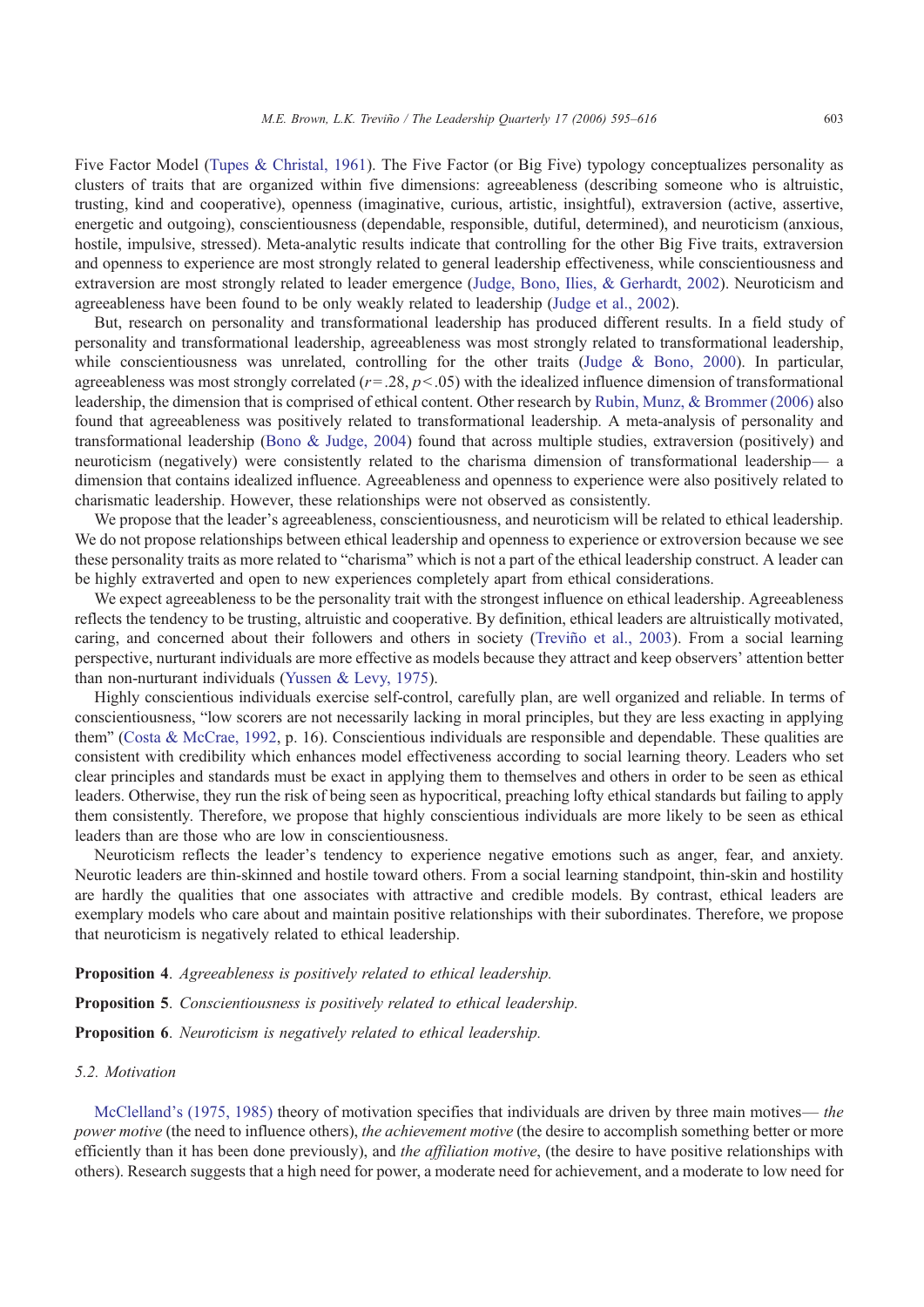Five Factor Model (Tupes & Christal, 1961). The Five Factor (or Big Five) typology conceptualizes personality as clusters of traits that are organized within five dimensions: agreeableness (describing someone who is altruistic, trusting, kind and cooperative), openness (imaginative, curious, artistic, insightful), extraversion (active, assertive, energetic and outgoing), conscientiousness (dependable, responsible, dutiful, determined), and neuroticism (anxious, hostile, impulsive, stressed). Meta-analytic results indicate that controlling for the other Big Five traits, extraversion and openness to experience are most strongly related to general leadership effectiveness, while conscientiousness and extraversion are most strongly related to leader emergence (Judge, Bono, Ilies, & Gerhardt, 2002). Neuroticism and agreeableness have been found to be only weakly related to leadership (Judge et al., 2002).

But, research on personality and transformational leadership has produced different results. In a field study of personality and transformational leadership, agreeableness was most strongly related to transformational leadership, while conscientiousness was unrelated, controlling for the other traits (Judge & Bono, 2000). In particular, agreeableness was most strongly correlated ($r = .28$, $p < .05$) with the idealized influence dimension of transformational leadership, the dimension that is comprised of ethical content. Other research by Rubin, Munz, & Brommer (2006) also found that agreeableness was positively related to transformational leadership. A meta-analysis of personality and transformational leadership (Bono & Judge, 2004) found that across multiple studies, extraversion (positively) and neuroticism (negatively) were consistently related to the charisma dimension of transformational leadership— a dimension that contains idealized influence. Agreeableness and openness to experience were also positively related to charismatic leadership. However, these relationships were not observed as consistently.

We propose that the leader's agreeableness, conscientiousness, and neuroticism will be related to ethical leadership. We do not propose relationships between ethical leadership and openness to experience or extroversion because we see these personality traits as more related to "charisma" which is not a part of the ethical leadership construct. A leader can be highly extraverted and open to new experiences completely apart from ethical considerations.

We expect agreeableness to be the personality trait with the strongest influence on ethical leadership. Agreeableness reflects the tendency to be trusting, altruistic and cooperative. By definition, ethical leaders are altruistically motivated, caring, and concerned about their followers and others in society (Treviño et al., 2003). From a social learning perspective, nurturant individuals are more effective as models because they attract and keep observers' attention better than non-nurturant individuals (Yussen & Levy, 1975).

Highly conscientious individuals exercise self-control, carefully plan, are well organized and reliable. In terms of conscientiousness, "low scorers are not necessarily lacking in moral principles, but they are less exacting in applying them" (Costa & McCrae, 1992, p. 16). Conscientious individuals are responsible and dependable. These qualities are consistent with credibility which enhances model effectiveness according to social learning theory. Leaders who set clear principles and standards must be exact in applying them to themselves and others in order to be seen as ethical leaders. Otherwise, they run the risk of being seen as hypocritical, preaching lofty ethical standards but failing to apply them consistently. Therefore, we propose that highly conscientious individuals are more likely to be seen as ethical leaders than are those who are low in conscientiousness.

Neuroticism reflects the leader's tendency to experience negative emotions such as anger, fear, and anxiety. Neurotic leaders are thin-skinned and hostile toward others. From a social learning standpoint, thin-skin and hostility are hardly the qualities that one associates with attractive and credible models. By contrast, ethical leaders are exemplary models who care about and maintain positive relationships with their subordinates. Therefore, we propose that neuroticism is negatively related to ethical leadership.

**Proposition 4**. *Agreeableness is positively related to ethical leadership.*

**Proposition 5**. *Conscientiousness is positively related to ethical leadership.*

**Proposition 6**. *Neuroticism is negatively related to ethical leadership.*

### 5.2. Motivation

McClelland's (1975, 1985) theory of motivation specifies that individuals are driven by three main motives— *the power motive* (the need to influence others), *the achievement motive* (the desire to accomplish something better or more efficiently than it has been done previously), and *the affiliation motive*, (the desire to have positive relationships with others). Research suggests that a high need for power, a moderate need for achievement, and a moderate to low need for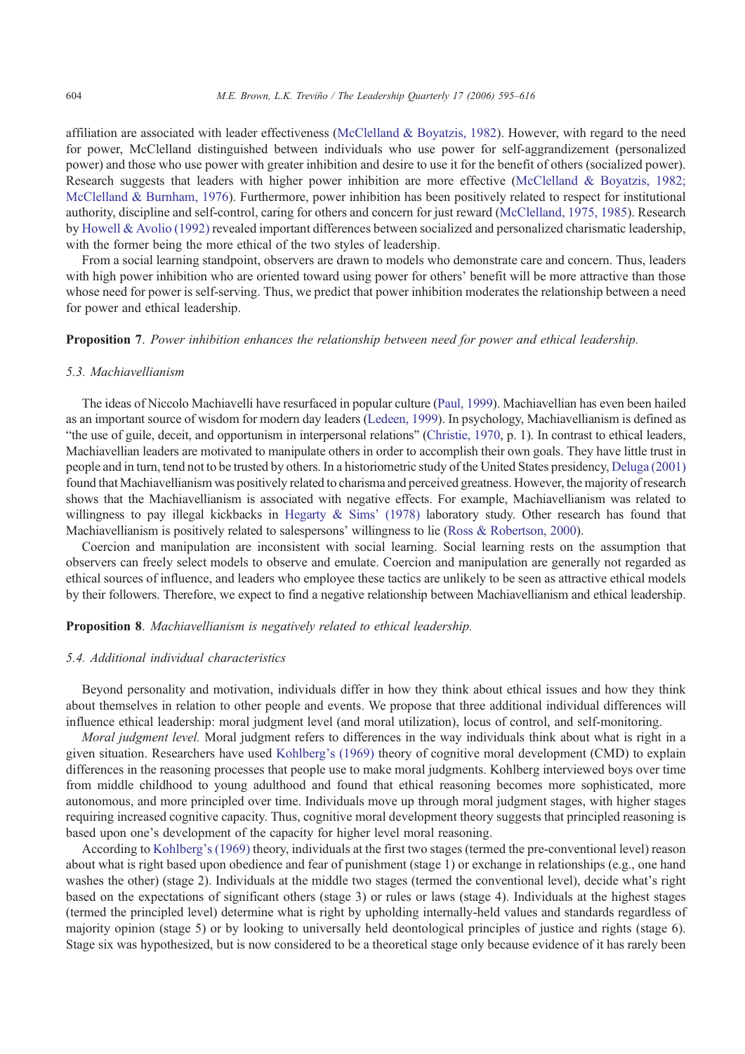affiliation are associated with leader effectiveness (McClelland & Boyatzis, 1982). However, with regard to the need for power, McClelland distinguished between individuals who use power for self-aggrandizement (personalized power) and those who use power with greater inhibition and desire to use it for the benefit of others (socialized power). Research suggests that leaders with higher power inhibition are more effective (McClelland & Boyatzis, 1982; McClelland & Burnham, 1976). Furthermore, power inhibition has been positively related to respect for institutional authority, discipline and self-control, caring for others and concern for just reward (McClelland, 1975, 1985). Research by Howell & Avolio (1992) revealed important differences between socialized and personalized charismatic leadership, with the former being the more ethical of the two styles of leadership.

From a social learning standpoint, observers are drawn to models who demonstrate care and concern. Thus, leaders with high power inhibition who are oriented toward using power for others' benefit will be more attractive than those whose need for power is self-serving. Thus, we predict that power inhibition moderates the relationship between a need for power and ethical leadership.

**Proposition 7**. *Power inhibition enhances the relationship between need for power and ethical leadership.*

### 5.3. Machiavellianism

The ideas of Niccolo Machiavelli have resurfaced in popular culture (Paul, 1999). Machiavellian has even been hailed as an important source of wisdom for modern day leaders (Ledeen, 1999). In psychology, Machiavellianism is defined as "the use of guile, deceit, and opportunism in interpersonal relations" (Christie, 1970, p. 1). In contrast to ethical leaders, Machiavellian leaders are motivated to manipulate others in order to accomplish their own goals. They have little trust in people and in turn, tend not to be trusted by others. In a historiometric study of the United States presidency, Deluga (2001) found that Machiavellianism was positively related to charisma and perceived greatness. However, the majority of research shows that the Machiavellianism is associated with negative effects. For example, Machiavellianism was related to willingness to pay illegal kickbacks in Hegarty & Sims' (1978) laboratory study. Other research has found that Machiavellianism is positively related to salespersons' willingness to lie (Ross & Robertson, 2000).

Coercion and manipulation are inconsistent with social learning. Social learning rests on the assumption that observers can freely select models to observe and emulate. Coercion and manipulation are generally not regarded as ethical sources of influence, and leaders who employee these tactics are unlikely to be seen as attractive ethical models by their followers. Therefore, we expect to find a negative relationship between Machiavellianism and ethical leadership.

**Proposition 8**. *Machiavellianism is negatively related to ethical leadership.*

### 5.4. Additional individual characteristics

Beyond personality and motivation, individuals differ in how they think about ethical issues and how they think about themselves in relation to other people and events. We propose that three additional individual differences will influence ethical leadership: moral judgment level (and moral utilization), locus of control, and self-monitoring.

*Moral judgment level.* Moral judgment refers to differences in the way individuals think about what is right in a given situation. Researchers have used Kohlberg's (1969) theory of cognitive moral development (CMD) to explain differences in the reasoning processes that people use to make moral judgments. Kohlberg interviewed boys over time from middle childhood to young adulthood and found that ethical reasoning becomes more sophisticated, more autonomous, and more principled over time. Individuals move up through moral judgment stages, with higher stages requiring increased cognitive capacity. Thus, cognitive moral development theory suggests that principled reasoning is based upon one's development of the capacity for higher level moral reasoning.

According to Kohlberg's (1969) theory, individuals at the first two stages (termed the pre-conventional level) reason about what is right based upon obedience and fear of punishment (stage 1) or exchange in relationships (e.g., one hand washes the other) (stage 2). Individuals at the middle two stages (termed the conventional level), decide what's right based on the expectations of significant others (stage 3) or rules or laws (stage 4). Individuals at the highest stages (termed the principled level) determine what is right by upholding internally-held values and standards regardless of majority opinion (stage 5) or by looking to universally held deontological principles of justice and rights (stage 6). Stage six was hypothesized, but is now considered to be a theoretical stage only because evidence of it has rarely been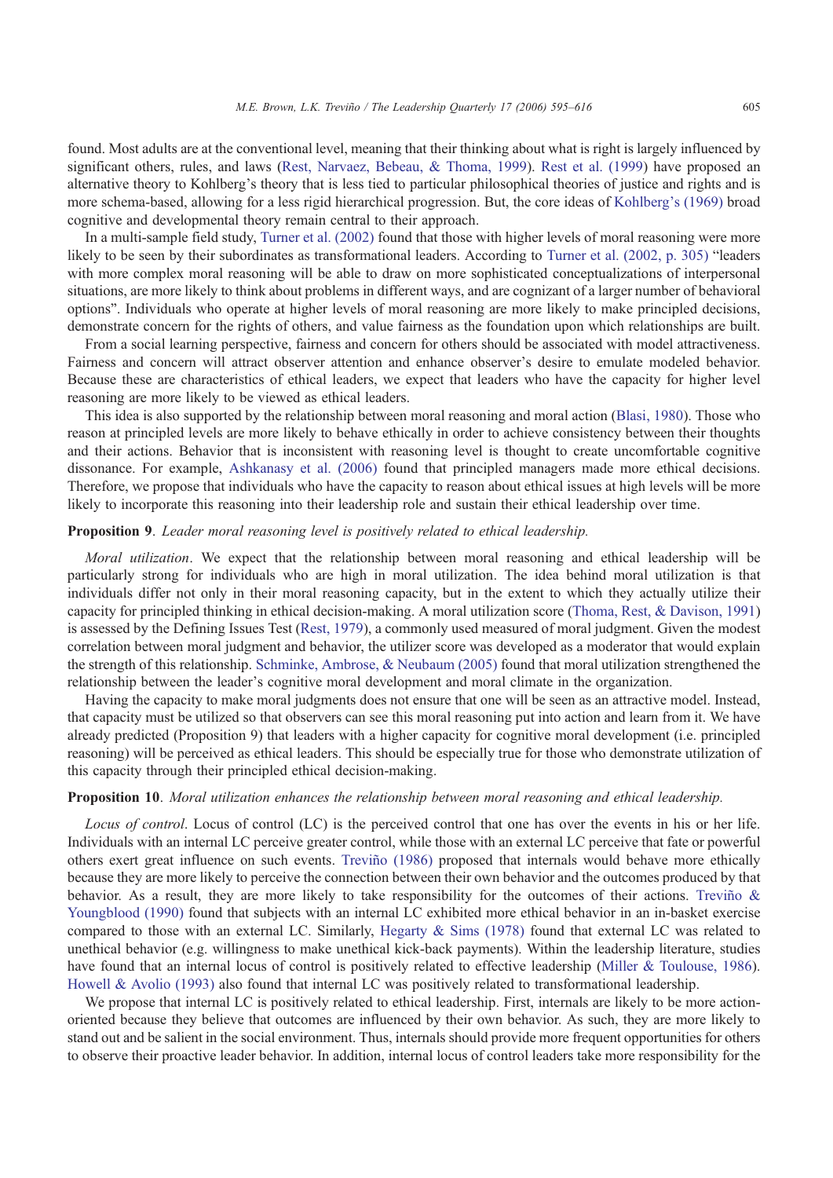found. Most adults are at the conventional level, meaning that their thinking about what is right is largely influenced by significant others, rules, and laws (Rest, Narvaez, Bebeau, & Thoma, 1999). Rest et al. (1999) have proposed an alternative theory to Kohlberg's theory that is less tied to particular philosophical theories of justice and rights and is more schema-based, allowing for a less rigid hierarchical progression. But, the core ideas of Kohlberg's (1969) broad cognitive and developmental theory remain central to their approach.

In a multi-sample field study, Turner et al. (2002) found that those with higher levels of moral reasoning were more likely to be seen by their subordinates as transformational leaders. According to Turner et al. (2002, p. 305) "leaders with more complex moral reasoning will be able to draw on more sophisticated conceptualizations of interpersonal situations, are more likely to think about problems in different ways, and are cognizant of a larger number of behavioral options". Individuals who operate at higher levels of moral reasoning are more likely to make principled decisions, demonstrate concern for the rights of others, and value fairness as the foundation upon which relationships are built.

From a social learning perspective, fairness and concern for others should be associated with model attractiveness. Fairness and concern will attract observer attention and enhance observer's desire to emulate modeled behavior. Because these are characteristics of ethical leaders, we expect that leaders who have the capacity for higher level reasoning are more likely to be viewed as ethical leaders.

This idea is also supported by the relationship between moral reasoning and moral action (Blasi, 1980). Those who reason at principled levels are more likely to behave ethically in order to achieve consistency between their thoughts and their actions. Behavior that is inconsistent with reasoning level is thought to create uncomfortable cognitive dissonance. For example, Ashkanasy et al. (2006) found that principled managers made more ethical decisions. Therefore, we propose that individuals who have the capacity to reason about ethical issues at high levels will be more likely to incorporate this reasoning into their leadership role and sustain their ethical leadership over time.

**Proposition 9**. *Leader moral reasoning level is positively related to ethical leadership.*

*Moral utilization*. We expect that the relationship between moral reasoning and ethical leadership will be particularly strong for individuals who are high in moral utilization. The idea behind moral utilization is that individuals differ not only in their moral reasoning capacity, but in the extent to which they actually utilize their capacity for principled thinking in ethical decision-making. A moral utilization score (Thoma, Rest, & Davison, 1991) is assessed by the Defining Issues Test (Rest, 1979), a commonly used measured of moral judgment. Given the modest correlation between moral judgment and behavior, the utilizer score was developed as a moderator that would explain the strength of this relationship. Schminke, Ambrose, & Neubaum (2005) found that moral utilization strengthened the relationship between the leader's cognitive moral development and moral climate in the organization.

Having the capacity to make moral judgments does not ensure that one will be seen as an attractive model. Instead, that capacity must be utilized so that observers can see this moral reasoning put into action and learn from it. We have already predicted (Proposition 9) that leaders with a higher capacity for cognitive moral development (i.e. principled reasoning) will be perceived as ethical leaders. This should be especially true for those who demonstrate utilization of this capacity through their principled ethical decision-making.

**Proposition 10**. *Moral utilization enhances the relationship between moral reasoning and ethical leadership.*

*Locus of control*. Locus of control (LC) is the perceived control that one has over the events in his or her life. Individuals with an internal LC perceive greater control, while those with an external LC perceive that fate or powerful others exert great influence on such events. Treviño (1986) proposed that internals would behave more ethically because they are more likely to perceive the connection between their own behavior and the outcomes produced by that behavior. As a result, they are more likely to take responsibility for the outcomes of their actions. Treviño & Youngblood (1990) found that subjects with an internal LC exhibited more ethical behavior in an in-basket exercise compared to those with an external LC. Similarly, Hegarty & Sims (1978) found that external LC was related to unethical behavior (e.g. willingness to make unethical kick-back payments). Within the leadership literature, studies have found that an internal locus of control is positively related to effective leadership (Miller & Toulouse, 1986). Howell & Avolio (1993) also found that internal LC was positively related to transformational leadership.

We propose that internal LC is positively related to ethical leadership. First, internals are likely to be more action-oriented because they believe that outcomes are influenced by their own behavior. As such, they are more likely to stand out and be salient in the social environment. Thus, internals should provide more frequent opportunities for others to observe their proactive leader behavior. In addition, internal locus of control leaders take more responsibility for the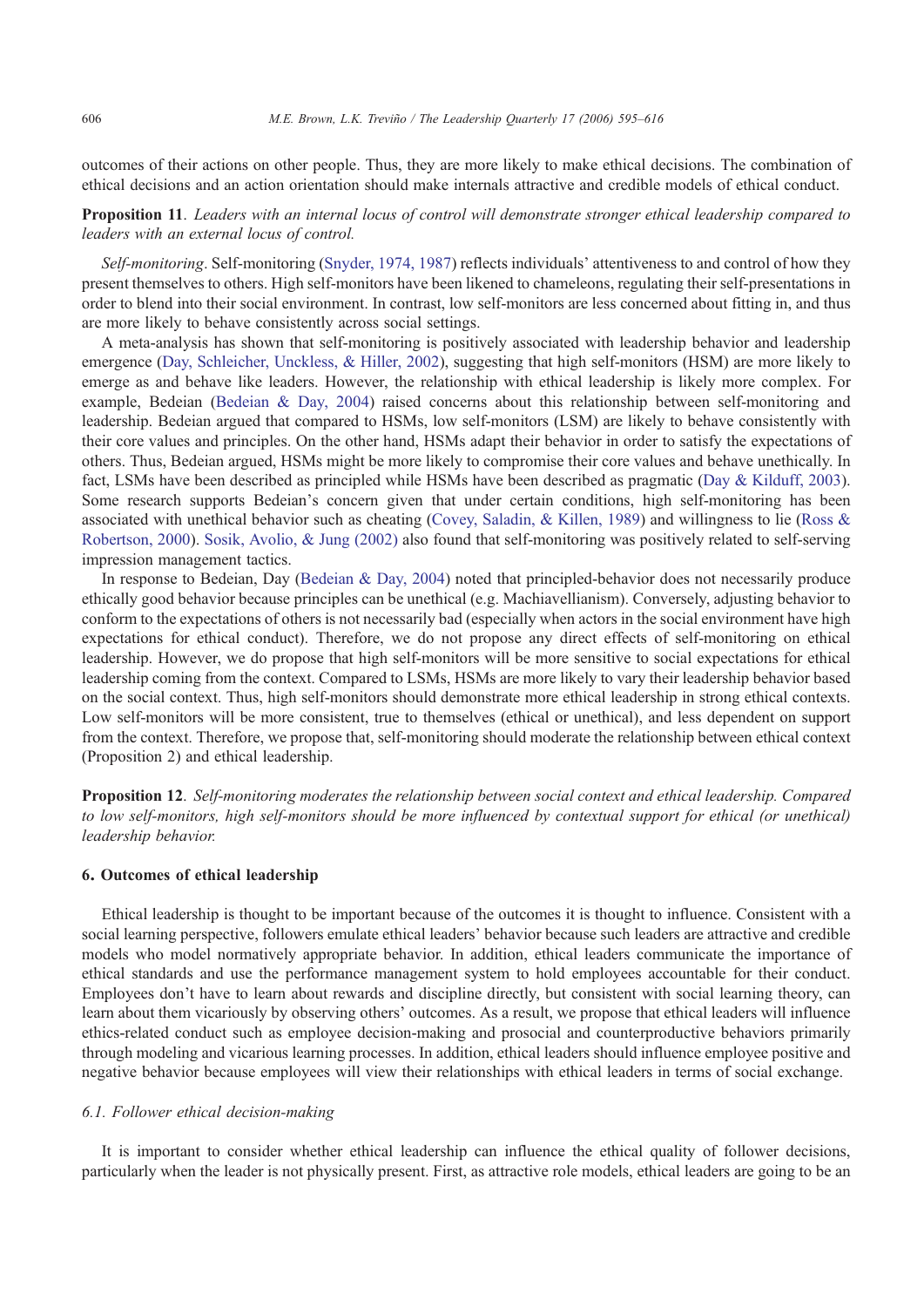outcomes of their actions on other people. Thus, they are more likely to make ethical decisions. The combination of ethical decisions and an action orientation should make internals attractive and credible models of ethical conduct.

**Proposition 11**. *Leaders with an internal locus of control will demonstrate stronger ethical leadership compared to leaders with an external locus of control.*

*Self-monitoring*. Self-monitoring (Snyder, 1974, 1987) reflects individuals' attentiveness to and control of how they present themselves to others. High self-monitors have been likened to chameleons, regulating their self-presentations in order to blend into their social environment. In contrast, low self-monitors are less concerned about fitting in, and thus are more likely to behave consistently across social settings.

A meta-analysis has shown that self-monitoring is positively associated with leadership behavior and leadership emergence (Day, Schleicher, Unckless, & Hiller, 2002), suggesting that high self-monitors (HSM) are more likely to emerge as and behave like leaders. However, the relationship with ethical leadership is likely more complex. For example, Bedeian (Bedeian & Day, 2004) raised concerns about this relationship between self-monitoring and leadership. Bedeian argued that compared to HSMs, low self-monitors (LSM) are likely to behave consistently with their core values and principles. On the other hand, HSMs adapt their behavior in order to satisfy the expectations of others. Thus, Bedeian argued, HSMs might be more likely to compromise their core values and behave unethically. In fact, LSMs have been described as principled while HSMs have been described as pragmatic (Day & Kilduff, 2003). Some research supports Bedeian's concern given that under certain conditions, high self-monitoring has been associated with unethical behavior such as cheating (Covey, Saladin, & Killen, 1989) and willingness to lie (Ross & Robertson, 2000). Sosik, Avolio, & Jung (2002) also found that self-monitoring was positively related to self-serving impression management tactics.

In response to Bedeian, Day (Bedeian & Day, 2004) noted that principled-behavior does not necessarily produce ethically good behavior because principles can be unethical (e.g. Machiavellianism). Conversely, adjusting behavior to conform to the expectations of others is not necessarily bad (especially when actors in the social environment have high expectations for ethical conduct). Therefore, we do not propose any direct effects of self-monitoring on ethical leadership. However, we do propose that high self-monitors will be more sensitive to social expectations for ethical leadership coming from the context. Compared to LSMs, HSMs are more likely to vary their leadership behavior based on the social context. Thus, high self-monitors should demonstrate more ethical leadership in strong ethical contexts. Low self-monitors will be more consistent, true to themselves (ethical or unethical), and less dependent on support from the context. Therefore, we propose that, self-monitoring should moderate the relationship between ethical context (Proposition 2) and ethical leadership.

**Proposition 12**. *Self-monitoring moderates the relationship between social context and ethical leadership. Compared to low self-monitors, high self-monitors should be more influenced by contextual support for ethical (or unethical) leadership behavior.*

## 6. Outcomes of ethical leadership

Ethical leadership is thought to be important because of the outcomes it is thought to influence. Consistent with a social learning perspective, followers emulate ethical leaders' behavior because such leaders are attractive and credible models who model normatively appropriate behavior. In addition, ethical leaders communicate the importance of ethical standards and use the performance management system to hold employees accountable for their conduct. Employees don't have to learn about rewards and discipline directly, but consistent with social learning theory, can learn about them vicariously by observing others' outcomes. As a result, we propose that ethical leaders will influence ethics-related conduct such as employee decision-making and prosocial and counterproductive behaviors primarily through modeling and vicarious learning processes. In addition, ethical leaders should influence employee positive and negative behavior because employees will view their relationships with ethical leaders in terms of social exchange.

### *6.1. Follower ethical decision-making*

It is important to consider whether ethical leadership can influence the ethical quality of follower decisions, particularly when the leader is not physically present. First, as attractive role models, ethical leaders are going to be an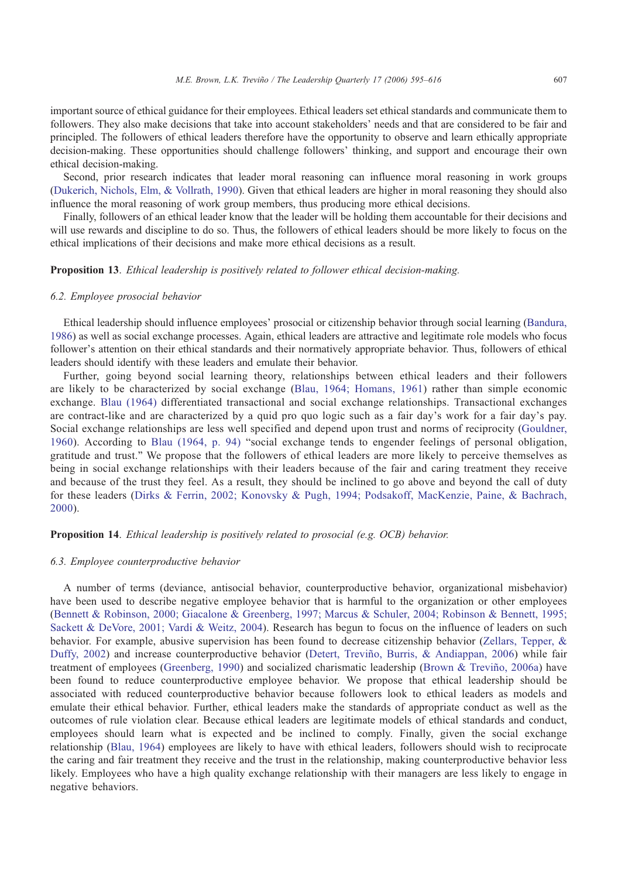important source of ethical guidance for their employees. Ethical leaders set ethical standards and communicate them to followers. They also make decisions that take into account stakeholders' needs and that are considered to be fair and principled. The followers of ethical leaders therefore have the opportunity to observe and learn ethically appropriate decision-making. These opportunities should challenge followers' thinking, and support and encourage their own ethical decision-making.

Second, prior research indicates that leader moral reasoning can influence moral reasoning in work groups (Dukerich, Nichols, Elm, & Vollrath, 1990). Given that ethical leaders are higher in moral reasoning they should also influence the moral reasoning of work group members, thus producing more ethical decisions.

Finally, followers of an ethical leader know that the leader will be holding them accountable for their decisions and will use rewards and discipline to do so. Thus, the followers of ethical leaders should be more likely to focus on the ethical implications of their decisions and make more ethical decisions as a result.

**Proposition 13**. *Ethical leadership is positively related to follower ethical decision-making.*

### 6.2. Employee prosocial behavior

Ethical leadership should influence employees' prosocial or citizenship behavior through social learning (Bandura, 1986) as well as social exchange processes. Again, ethical leaders are attractive and legitimate role models who focus follower's attention on their ethical standards and their normatively appropriate behavior. Thus, followers of ethical leaders should identify with these leaders and emulate their behavior.

Further, going beyond social learning theory, relationships between ethical leaders and their followers are likely to be characterized by social exchange (Blau, 1964; Homans, 1961) rather than simple economic exchange. Blau (1964) differentiated transactional and social exchange relationships. Transactional exchanges are contract-like and are characterized by a quid pro quo logic such as a fair day's work for a fair day's pay. Social exchange relationships are less well specified and depend upon trust and norms of reciprocity (Gouldner, 1960). According to Blau (1964, p. 94) "social exchange tends to engender feelings of personal obligation, gratitude and trust." We propose that the followers of ethical leaders are more likely to perceive themselves as being in social exchange relationships with their leaders because of the fair and caring treatment they receive and because of the trust they feel. As a result, they should be inclined to go above and beyond the call of duty for these leaders (Dirks & Ferrin, 2002; Konovsky & Pugh, 1994; Podsakoff, MacKenzie, Paine, & Bachrach, 2000).

**Proposition 14**. *Ethical leadership is positively related to prosocial (e.g. OCB) behavior.*

### 6.3. Employee counterproductive behavior

A number of terms (deviance, antisocial behavior, counterproductive behavior, organizational misbehavior) have been used to describe negative employee behavior that is harmful to the organization or other employees (Bennett & Robinson, 2000; Giacalone & Greenberg, 1997; Marcus & Schuler, 2004; Robinson & Bennett, 1995; Sackett & DeVore, 2001; Vardi & Weitz, 2004). Research has begun to focus on the influence of leaders on such behavior. For example, abusive supervision has been found to decrease citizenship behavior (Zellars, Tepper, & Duffy, 2002) and increase counterproductive behavior (Detert, Treviño, Burris, & Andiappan, 2006) while fair treatment of employees (Greenberg, 1990) and socialized charismatic leadership (Brown & Treviño, 2006a) have been found to reduce counterproductive employee behavior. We propose that ethical leadership should be associated with reduced counterproductive behavior because followers look to ethical leaders as models and emulate their ethical behavior. Further, ethical leaders make the standards of appropriate conduct as well as the outcomes of rule violation clear. Because ethical leaders are legitimate models of ethical standards and conduct, employees should learn what is expected and be inclined to comply. Finally, given the social exchange relationship (Blau, 1964) employees are likely to have with ethical leaders, followers should wish to reciprocate the caring and fair treatment they receive and the trust in the relationship, making counterproductive behavior less likely. Employees who have a high quality exchange relationship with their managers are less likely to engage in negative behaviors.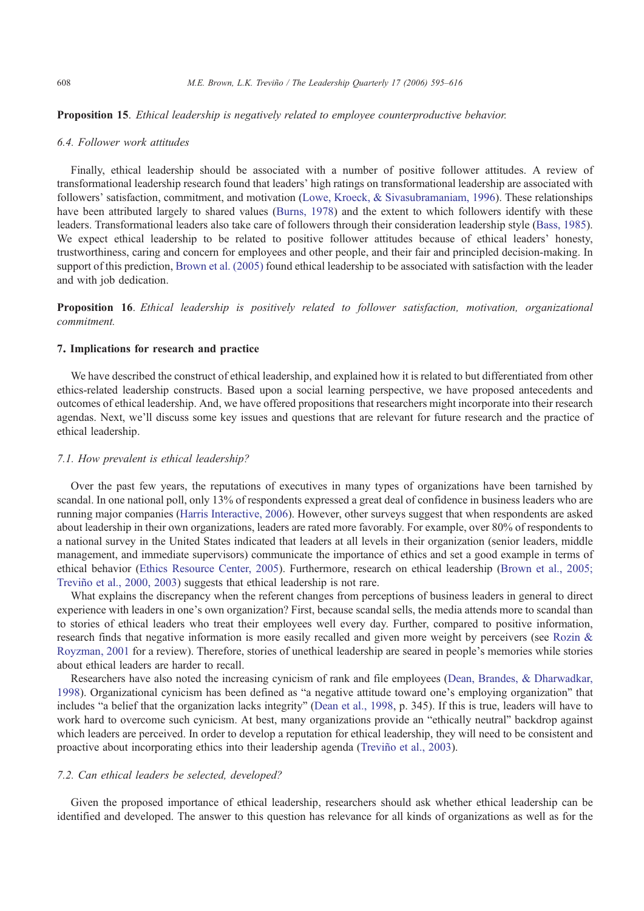**Proposition 15**. *Ethical leadership is negatively related to employee counterproductive behavior.*

### 6.4. Follower work attitudes

Finally, ethical leadership should be associated with a number of positive follower attitudes. A review of transformational leadership research found that leaders' high ratings on transformational leadership are associated with followers' satisfaction, commitment, and motivation (Lowe, Kroeck, & Sivasubramaniam, 1996). These relationships have been attributed largely to shared values (Burns, 1978) and the extent to which followers identify with these leaders. Transformational leaders also take care of followers through their consideration leadership style (Bass, 1985). We expect ethical leadership to be related to positive follower attitudes because of ethical leaders' honesty, trustworthiness, caring and concern for employees and other people, and their fair and principled decision-making. In support of this prediction, Brown et al. (2005) found ethical leadership to be associated with satisfaction with the leader and with job dedication.

**Proposition 16**. *Ethical leadership is positively related to follower satisfaction, motivation, organizational commitment.*

## 7. Implications for research and practice

We have described the construct of ethical leadership, and explained how it is related to but differentiated from other ethics-related leadership constructs. Based upon a social learning perspective, we have proposed antecedents and outcomes of ethical leadership. And, we have offered propositions that researchers might incorporate into their research agendas. Next, we'll discuss some key issues and questions that are relevant for future research and the practice of ethical leadership.

### 7.1. How prevalent is ethical leadership?

Over the past few years, the reputations of executives in many types of organizations have been tarnished by scandal. In one national poll, only 13% of respondents expressed a great deal of confidence in business leaders who are running major companies (Harris Interactive, 2006). However, other surveys suggest that when respondents are asked about leadership in their own organizations, leaders are rated more favorably. For example, over 80% of respondents to a national survey in the United States indicated that leaders at all levels in their organization (senior leaders, middle management, and immediate supervisors) communicate the importance of ethics and set a good example in terms of ethical behavior (Ethics Resource Center, 2005). Furthermore, research on ethical leadership (Brown et al., 2005; Treviño et al., 2000, 2003) suggests that ethical leadership is not rare.

What explains the discrepancy when the referent changes from perceptions of business leaders in general to direct experience with leaders in one's own organization? First, because scandal sells, the media attends more to scandal than to stories of ethical leaders who treat their employees well every day. Further, compared to positive information, research finds that negative information is more easily recalled and given more weight by perceivers (see Rozin & Royzman, 2001 for a review). Therefore, stories of unethical leadership are seared in people's memories while stories about ethical leaders are harder to recall.

Researchers have also noted the increasing cynicism of rank and file employees (Dean, Brandes, & Dharwadkar, 1998). Organizational cynicism has been defined as "a negative attitude toward one's employing organization" that includes "a belief that the organization lacks integrity" (Dean et al., 1998, p. 345). If this is true, leaders will have to work hard to overcome such cynicism. At best, many organizations provide an "ethically neutral" backdrop against which leaders are perceived. In order to develop a reputation for ethical leadership, they will need to be consistent and proactive about incorporating ethics into their leadership agenda (Treviño et al., 2003).

### 7.2. Can ethical leaders be selected, developed?

Given the proposed importance of ethical leadership, researchers should ask whether ethical leadership can be identified and developed. The answer to this question has relevance for all kinds of organizations as well as for the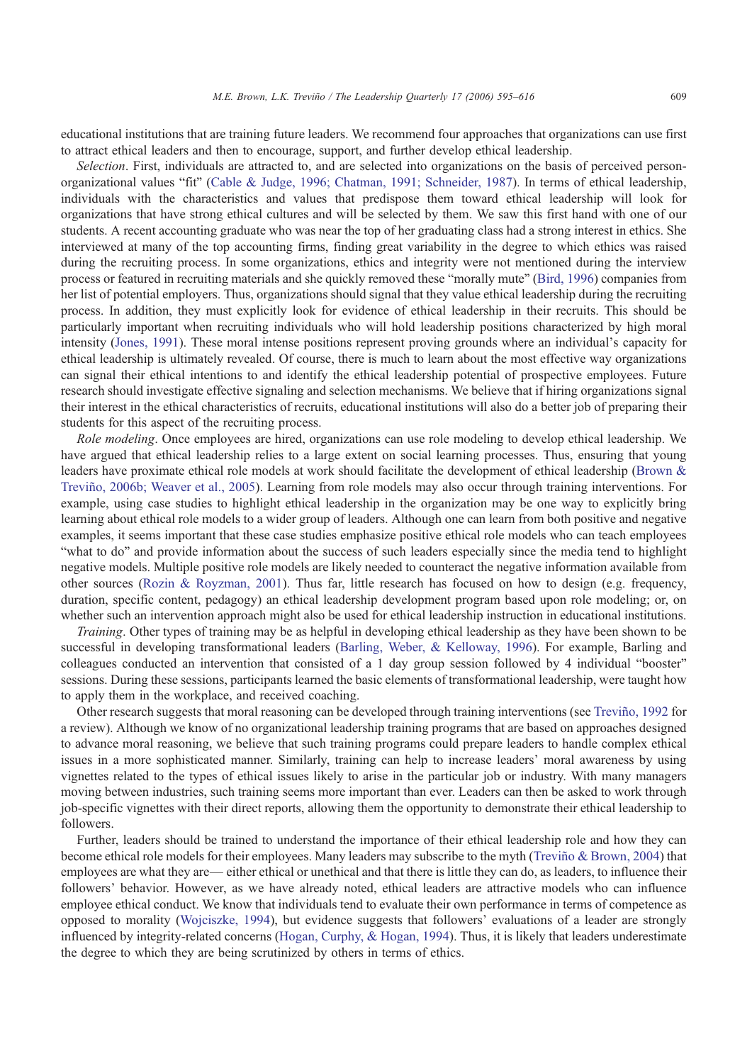educational institutions that are training future leaders. We recommend four approaches that organizations can use first to attract ethical leaders and then to encourage, support, and further develop ethical leadership.

*Selection*. First, individuals are attracted to, and are selected into organizations on the basis of perceived person-organizational values "fit" (Cable & Judge, 1996; Chatman, 1991; Schneider, 1987). In terms of ethical leadership, individuals with the characteristics and values that predispose them toward ethical leadership will look for organizations that have strong ethical cultures and will be selected by them. We saw this first hand with one of our students. A recent accounting graduate who was near the top of her graduating class had a strong interest in ethics. She interviewed at many of the top accounting firms, finding great variability in the degree to which ethics was raised during the recruiting process. In some organizations, ethics and integrity were not mentioned during the interview process or featured in recruiting materials and she quickly removed these "morally mute" (Bird, 1996) companies from her list of potential employers. Thus, organizations should signal that they value ethical leadership during the recruiting process. In addition, they must explicitly look for evidence of ethical leadership in their recruits. This should be particularly important when recruiting individuals who will hold leadership positions characterized by high moral intensity (Jones, 1991). These moral intense positions represent proving grounds where an individual's capacity for ethical leadership is ultimately revealed. Of course, there is much to learn about the most effective way organizations can signal their ethical intentions to and identify the ethical leadership potential of prospective employees. Future research should investigate effective signaling and selection mechanisms. We believe that if hiring organizations signal their interest in the ethical characteristics of recruits, educational institutions will also do a better job of preparing their students for this aspect of the recruiting process.

*Role modeling*. Once employees are hired, organizations can use role modeling to develop ethical leadership. We have argued that ethical leadership relies to a large extent on social learning processes. Thus, ensuring that young leaders have proximate ethical role models at work should facilitate the development of ethical leadership (Brown & Treviño, 2006b; Weaver et al., 2005). Learning from role models may also occur through training interventions. For example, using case studies to highlight ethical leadership in the organization may be one way to explicitly bring learning about ethical role models to a wider group of leaders. Although one can learn from both positive and negative examples, it seems important that these case studies emphasize positive ethical role models who can teach employees "what to do" and provide information about the success of such leaders especially since the media tend to highlight negative models. Multiple positive role models are likely needed to counteract the negative information available from other sources (Rozin & Royzman, 2001). Thus far, little research has focused on how to design (e.g. frequency, duration, specific content, pedagogy) an ethical leadership development program based upon role modeling; or, on whether such an intervention approach might also be used for ethical leadership instruction in educational institutions.

*Training*. Other types of training may be as helpful in developing ethical leadership as they have been shown to be successful in developing transformational leaders (Barling, Weber, & Kelloway, 1996). For example, Barling and colleagues conducted an intervention that consisted of a 1 day group session followed by 4 individual "booster" sessions. During these sessions, participants learned the basic elements of transformational leadership, were taught how to apply them in the workplace, and received coaching.

Other research suggests that moral reasoning can be developed through training interventions (see Treviño, 1992 for a review). Although we know of no organizational leadership training programs that are based on approaches designed to advance moral reasoning, we believe that such training programs could prepare leaders to handle complex ethical issues in a more sophisticated manner. Similarly, training can help to increase leaders' moral awareness by using vignettes related to the types of ethical issues likely to arise in the particular job or industry. With many managers moving between industries, such training seems more important than ever. Leaders can then be asked to work through job-specific vignettes with their direct reports, allowing them the opportunity to demonstrate their ethical leadership to followers.

Further, leaders should be trained to understand the importance of their ethical leadership role and how they can become ethical role models for their employees. Many leaders may subscribe to the myth (Treviño & Brown, 2004) that employees are what they are— either ethical or unethical and that there is little they can do, as leaders, to influence their followers' behavior. However, as we have already noted, ethical leaders are attractive models who can influence employee ethical conduct. We know that individuals tend to evaluate their own performance in terms of competence as opposed to morality (Wojciszke, 1994), but evidence suggests that followers' evaluations of a leader are strongly influenced by integrity-related concerns (Hogan, Curphy, & Hogan, 1994). Thus, it is likely that leaders underestimate the degree to which they are being scrutinized by others in terms of ethics.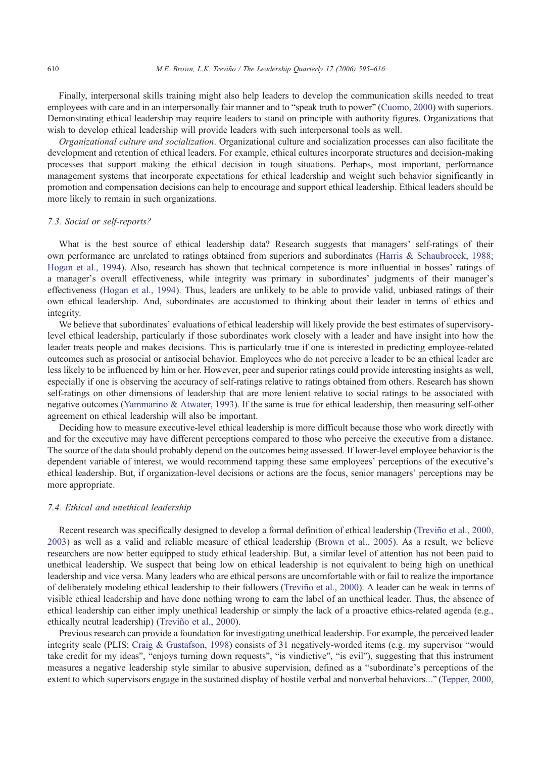Finally, interpersonal skills training might also help leaders to develop the communication skills needed to treat employees with care and in an interpersonally fair manner and to "speak truth to power" (Cuomo, 2000) with superiors. Demonstrating ethical leadership may require leaders to stand on principle with authority figures. Organizations that wish to develop ethical leadership will provide leaders with such interpersonal tools as well.

*Organizational culture and socialization*. Organizational culture and socialization processes can also facilitate the development and retention of ethical leaders. For example, ethical cultures incorporate structures and decision-making processes that support making the ethical decision in tough situations. Perhaps, most important, performance management systems that incorporate expectations for ethical leadership and weight such behavior significantly in promotion and compensation decisions can help to encourage and support ethical leadership. Ethical leaders should be more likely to remain in such organizations.

### *7.3. Social or self-reports?*

What is the best source of ethical leadership data? Research suggests that managers' self-ratings of their own performance are unrelated to ratings obtained from superiors and subordinates (Harris & Schaubroeck, 1988; Hogan et al., 1994). Also, research has shown that technical competence is more influential in bosses' ratings of a manager's overall effectiveness, while integrity was primary in subordinates' judgments of their manager's effectiveness (Hogan et al., 1994). Thus, leaders are unlikely to be able to provide valid, unbiased ratings of their own ethical leadership. And, subordinates are accustomed to thinking about their leader in terms of ethics and integrity.

We believe that subordinates' evaluations of ethical leadership will likely provide the best estimates of supervisory-level ethical leadership, particularly if those subordinates work closely with a leader and have insight into how the leader treats people and makes decisions. This is particularly true if one is interested in predicting employee-related outcomes such as prosocial or antisocial behavior. Employees who do not perceive a leader to be an ethical leader are less likely to be influenced by him or her. However, peer and superior ratings could provide interesting insights as well, especially if one is observing the accuracy of self-ratings relative to ratings obtained from others. Research has shown self-ratings on other dimensions of leadership that are more lenient relative to social ratings to be associated with negative outcomes (Yammarino & Atwater, 1993). If the same is true for ethical leadership, then measuring self-other agreement on ethical leadership will also be important.

Deciding how to measure executive-level ethical leadership is more difficult because those who work directly with and for the executive may have different perceptions compared to those who perceive the executive from a distance. The source of the data should probably depend on the outcomes being assessed. If lower-level employee behavior is the dependent variable of interest, we would recommend tapping these same employees' perceptions of the executive's ethical leadership. But, if organization-level decisions or actions are the focus, senior managers' perceptions may be more appropriate.

### *7.4. Ethical and unethical leadership*

Recent research was specifically designed to develop a formal definition of ethical leadership (Treviño et al., 2000, 2003) as well as a valid and reliable measure of ethical leadership (Brown et al., 2005). As a result, we believe researchers are now better equipped to study ethical leadership. But, a similar level of attention has not been paid to unethical leadership. We suspect that being low on ethical leadership is not equivalent to being high on unethical leadership and vice versa. Many leaders who are ethical persons are uncomfortable with or fail to realize the importance of deliberately modeling ethical leadership to their followers (Treviño et al., 2000). A leader can be weak in terms of visible ethical leadership and have done nothing wrong to earn the label of an unethical leader. Thus, the absence of ethical leadership can either imply unethical leadership or simply the lack of a proactive ethics-related agenda (e.g., ethically neutral leadership) (Treviño et al., 2000).

Previous research can provide a foundation for investigating unethical leadership. For example, the perceived leader integrity scale (PLIS; Craig & Gustafson, 1998) consists of 31 negatively-worded items (e.g. my supervisor "would take credit for my ideas", "enjoys turning down requests", "is vindictive", "is evil"), suggesting that this instrument measures a negative leadership style similar to abusive supervision, defined as a "subordinate's perceptions of the extent to which supervisors engage in the sustained display of hostile verbal and nonverbal behaviors..." (Tepper, 2000,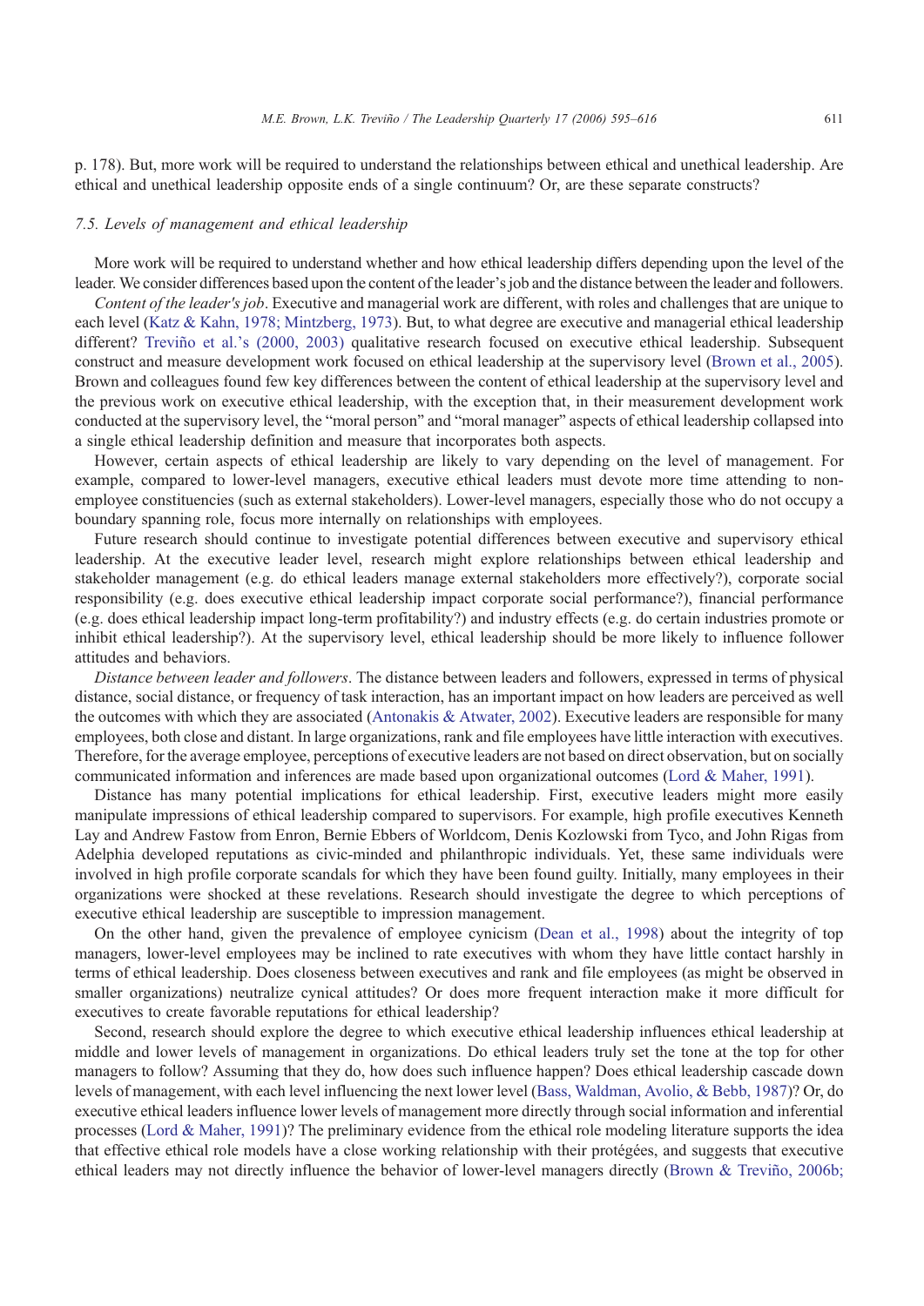p. 178). But, more work will be required to understand the relationships between ethical and unethical leadership. Are ethical and unethical leadership opposite ends of a single continuum? Or, are these separate constructs?

### 7.5. Levels of management and ethical leadership

More work will be required to understand whether and how ethical leadership differs depending upon the level of the leader. We consider differences based upon the content of the leader's job and the distance between the leader and followers.

*Content of the leader's job*. Executive and managerial work are different, with roles and challenges that are unique to each level (Katz & Kahn, 1978; Mintzberg, 1973). But, to what degree are executive and managerial ethical leadership different? Treviño et al.'s (2000, 2003) qualitative research focused on executive ethical leadership. Subsequent construct and measure development work focused on ethical leadership at the supervisory level (Brown et al., 2005). Brown and colleagues found few key differences between the content of ethical leadership at the supervisory level and the previous work on executive ethical leadership, with the exception that, in their measurement development work conducted at the supervisory level, the "moral person" and "moral manager" aspects of ethical leadership collapsed into a single ethical leadership definition and measure that incorporates both aspects.

However, certain aspects of ethical leadership are likely to vary depending on the level of management. For example, compared to lower-level managers, executive ethical leaders must devote more time attending to non-employee constituencies (such as external stakeholders). Lower-level managers, especially those who do not occupy a boundary spanning role, focus more internally on relationships with employees.

Future research should continue to investigate potential differences between executive and supervisory ethical leadership. At the executive leader level, research might explore relationships between ethical leadership and stakeholder management (e.g. do ethical leaders manage external stakeholders more effectively?), corporate social responsibility (e.g. does executive ethical leadership impact corporate social performance?), financial performance (e.g. does ethical leadership impact long-term profitability?) and industry effects (e.g. do certain industries promote or inhibit ethical leadership?). At the supervisory level, ethical leadership should be more likely to influence follower attitudes and behaviors.

*Distance between leader and followers*. The distance between leaders and followers, expressed in terms of physical distance, social distance, or frequency of task interaction, has an important impact on how leaders are perceived as well the outcomes with which they are associated (Antonakis & Atwater, 2002). Executive leaders are responsible for many employees, both close and distant. In large organizations, rank and file employees have little interaction with executives. Therefore, for the average employee, perceptions of executive leaders are not based on direct observation, but on socially communicated information and inferences are made based upon organizational outcomes (Lord & Maher, 1991).

Distance has many potential implications for ethical leadership. First, executive leaders might more easily manipulate impressions of ethical leadership compared to supervisors. For example, high profile executives Kenneth Lay and Andrew Fastow from Enron, Bernie Ebbers of Worldcom, Denis Kozlowski from Tyco, and John Rigas from Adelphia developed reputations as civic-minded and philanthropic individuals. Yet, these same individuals were involved in high profile corporate scandals for which they have been found guilty. Initially, many employees in their organizations were shocked at these revelations. Research should investigate the degree to which perceptions of executive ethical leadership are susceptible to impression management.

On the other hand, given the prevalence of employee cynicism (Dean et al., 1998) about the integrity of top managers, lower-level employees may be inclined to rate executives with whom they have little contact harshly in terms of ethical leadership. Does closeness between executives and rank and file employees (as might be observed in smaller organizations) neutralize cynical attitudes? Or does more frequent interaction make it more difficult for executives to create favorable reputations for ethical leadership?

Second, research should explore the degree to which executive ethical leadership influences ethical leadership at middle and lower levels of management in organizations. Do ethical leaders truly set the tone at the top for other managers to follow? Assuming that they do, how does such influence happen? Does ethical leadership cascade down levels of management, with each level influencing the next lower level (Bass, Waldman, Avolio, & Bebb, 1987)? Or, do executive ethical leaders influence lower levels of management more directly through social information and inferential processes (Lord & Maher, 1991)? The preliminary evidence from the ethical role modeling literature supports the idea that effective ethical role models have a close working relationship with their protégées, and suggests that executive ethical leaders may not directly influence the behavior of lower-level managers directly (Brown & Treviño, 2006b;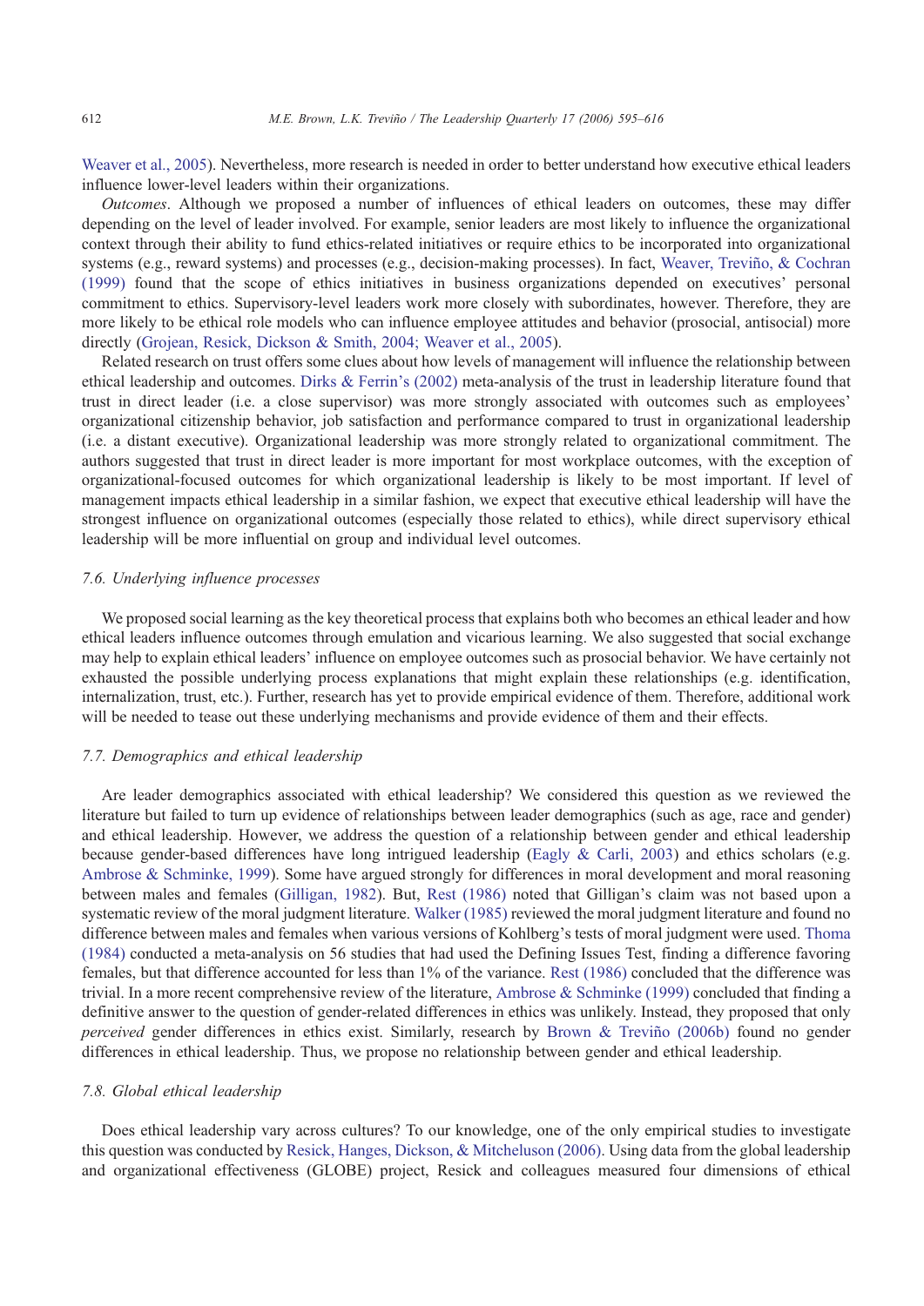Weaver et al., 2005). Nevertheless, more research is needed in order to better understand how executive ethical leaders influence lower-level leaders within their organizations.

*Outcomes*. Although we proposed a number of influences of ethical leaders on outcomes, these may differ depending on the level of leader involved. For example, senior leaders are most likely to influence the organizational context through their ability to fund ethics-related initiatives or require ethics to be incorporated into organizational systems (e.g., reward systems) and processes (e.g., decision-making processes). In fact, Weaver, Treviño, & Cochran (1999) found that the scope of ethics initiatives in business organizations depended on executives' personal commitment to ethics. Supervisory-level leaders work more closely with subordinates, however. Therefore, they are more likely to be ethical role models who can influence employee attitudes and behavior (prosocial, antisocial) more directly (Grojean, Resick, Dickson & Smith, 2004; Weaver et al., 2005).

Related research on trust offers some clues about how levels of management will influence the relationship between ethical leadership and outcomes. Dirks & Ferrin's (2002) meta-analysis of the trust in leadership literature found that trust in direct leader (i.e. a close supervisor) was more strongly associated with outcomes such as employees' organizational citizenship behavior, job satisfaction and performance compared to trust in organizational leadership (i.e. a distant executive). Organizational leadership was more strongly related to organizational commitment. The authors suggested that trust in direct leader is more important for most workplace outcomes, with the exception of organizational-focused outcomes for which organizational leadership is likely to be most important. If level of management impacts ethical leadership in a similar fashion, we expect that executive ethical leadership will have the strongest influence on organizational outcomes (especially those related to ethics), while direct supervisory ethical leadership will be more influential on group and individual level outcomes.

### *7.6. Underlying influence processes*

We proposed social learning as the key theoretical process that explains both who becomes an ethical leader and how ethical leaders influence outcomes through emulation and vicarious learning. We also suggested that social exchange may help to explain ethical leaders' influence on employee outcomes such as prosocial behavior. We have certainly not exhausted the possible underlying process explanations that might explain these relationships (e.g. identification, internalization, trust, etc.). Further, research has yet to provide empirical evidence of them. Therefore, additional work will be needed to tease out these underlying mechanisms and provide evidence of them and their effects.

### *7.7. Demographics and ethical leadership*

Are leader demographics associated with ethical leadership? We considered this question as we reviewed the literature but failed to turn up evidence of relationships between leader demographics (such as age, race and gender) and ethical leadership. However, we address the question of a relationship between gender and ethical leadership because gender-based differences have long intrigued leadership (Eagly & Carli, 2003) and ethics scholars (e.g. Ambrose & Schminke, 1999). Some have argued strongly for differences in moral development and moral reasoning between males and females (Gilligan, 1982). But, Rest (1986) noted that Gilligan's claim was not based upon a systematic review of the moral judgment literature. Walker (1985) reviewed the moral judgment literature and found no difference between males and females when various versions of Kohlberg's tests of moral judgment were used. Thoma (1984) conducted a meta-analysis on 56 studies that had used the Defining Issues Test, finding a difference favoring females, but that difference accounted for less than 1% of the variance. Rest (1986) concluded that the difference was trivial. In a more recent comprehensive review of the literature, Ambrose & Schminke (1999) concluded that finding a definitive answer to the question of gender-related differences in ethics was unlikely. Instead, they proposed that only *perceived* gender differences in ethics exist. Similarly, research by Brown & Treviño (2006b) found no gender differences in ethical leadership. Thus, we propose no relationship between gender and ethical leadership.

### *7.8. Global ethical leadership*

Does ethical leadership vary across cultures? To our knowledge, one of the only empirical studies to investigate this question was conducted by Resick, Hanges, Dickson, & Mitcheluson (2006). Using data from the global leadership and organizational effectiveness (GLOBE) project, Resick and colleagues measured four dimensions of ethical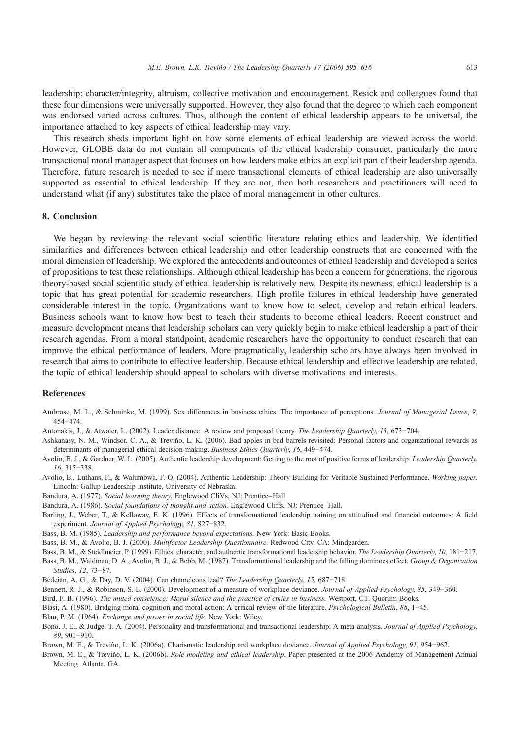leadership: character/integrity, altruism, collective motivation and encouragement. Resick and colleagues found that these four dimensions were universally supported. However, they also found that the degree to which each component was endorsed varied across cultures. Thus, although the content of ethical leadership appears to be universal, the importance attached to key aspects of ethical leadership may vary.

This research sheds important light on how some elements of ethical leadership are viewed across the world. However, GLOBE data do not contain all components of the ethical leadership construct, particularly the more transactional moral manager aspect that focuses on how leaders make ethics an explicit part of their leadership agenda. Therefore, future research is needed to see if more transactional elements of ethical leadership are also universally supported as essential to ethical leadership. If they are not, then both researchers and practitioners will need to understand what (if any) substitutes take the place of moral management in other cultures.

## 8. Conclusion

We began by reviewing the relevant social scientific literature relating ethics and leadership. We identified similarities and differences between ethical leadership and other leadership constructs that are concerned with the moral dimension of leadership. We explored the antecedents and outcomes of ethical leadership and developed a series of propositions to test these relationships. Although ethical leadership has been a concern for generations, the rigorous theory-based social scientific study of ethical leadership is relatively new. Despite its newness, ethical leadership is a topic that has great potential for academic researchers. High profile failures in ethical leadership have generated considerable interest in the topic. Organizations want to know how to select, develop and retain ethical leaders. Business schools want to know how best to teach their students to become ethical leaders. Recent construct and measure development means that leadership scholars can very quickly begin to make ethical leadership a part of their research agendas. From a moral standpoint, academic researchers have the opportunity to conduct research that can improve the ethical performance of leaders. More pragmatically, leadership scholars have always been involved in research that aims to contribute to effective leadership. Because ethical leadership and effective leadership are related, the topic of ethical leadership should appeal to scholars with diverse motivations and interests.

## References

Ambrose, M. L., & Schminke, M. (1999). Sex differences in business ethics: The importance of perceptions. *Journal of Managerial Issues*, *9*, 454−474.

Antonakis, J., & Atwater, L. (2002). Leader distance: A review and proposed theory. *The Leadership Quarterly*, *13*, 673−704.

Ashkanasy, N. M., Windsor, C. A., & Treviño, L. K. (2006). Bad apples in bad barrels revisited: Personal factors and organizational rewards as determinants of managerial ethical decision-making. *Business Ethics Quarterly*, *16*, 449−474.

Avolio, B. J., & Gardner, W. L. (2005). Authentic leadership development: Getting to the root of positive forms of leadership. *Leadership Quarterly*, *16*, 315−338.

Avolio, B., Luthans, F., & Walumbwa, F. O. (2004). Authentic Leadership: Theory Building for Veritable Sustained Performance. *Working paper*. Lincoln: Gallup Leadership Institute, University of Nebraska.

Bandura, A. (1977). *Social learning theory.* Englewood CliVs, NJ: Prentice–Hall.

Bandura, A. (1986). *Social foundations of thought and action.* Englewood Cliffs, NJ: Prentice–Hall.

Barling, J., Weber, T., & Kelloway, E. K. (1996). Effects of transformational leadership training on attitudinal and financial outcomes: A field experiment. *Journal of Applied Psychology*, *81*, 827−832.

Bass, B. M. (1985). *Leadership and performance beyond expectations.* New York: Basic Books.

Bass, B. M., & Avolio, B. J. (2000). *Multifactor Leadership Questionnaire.* Redwood City, CA: Mindgarden.

Bass, B. M., & Steidlmeier, P. (1999). Ethics, character, and authentic transformational leadership behavior. *The Leadership Quarterly*, *10*, 181−217.

Bass, B. M., Waldman, D. A., Avolio, B. J., & Bebb, M. (1987). Transformational leadership and the falling dominoes effect. *Group & Organization Studies*, *12*, 73−87.

Bedeian, A. G., & Day, D. V. (2004). Can chameleons lead? *The Leadership Quarterly*, *15*, 687−718.

Bennett, R. J., & Robinson, S. L. (2000). Development of a measure of workplace deviance. *Journal of Applied Psychology*, *85*, 349−360.

Bird, F. B. (1996). *The muted conscience: Moral silence and the practice of ethics in business.* Westport, CT: Quorum Books.

Blasi, A. (1980). Bridging moral cognition and moral action: A critical review of the literature. *Psychological Bulletin*, *88*, 1−45.

Blau, P. M. (1964). *Exchange and power in social life.* New York: Wiley.

Bono, J. E., & Judge, T. A. (2004). Personality and transformational and transactional leadership: A meta-analysis. *Journal of Applied Psychology*, *89*, 901−910.

Brown, M. E., & Treviño, L. K. (2006a). Charismatic leadership and workplace deviance. *Journal of Applied Psychology*, *91*, 954−962.

Brown, M. E., & Treviño, L. K. (2006b). *Role modeling and ethical leadership*. Paper presented at the 2006 Academy of Management Annual Meeting. Atlanta, GA.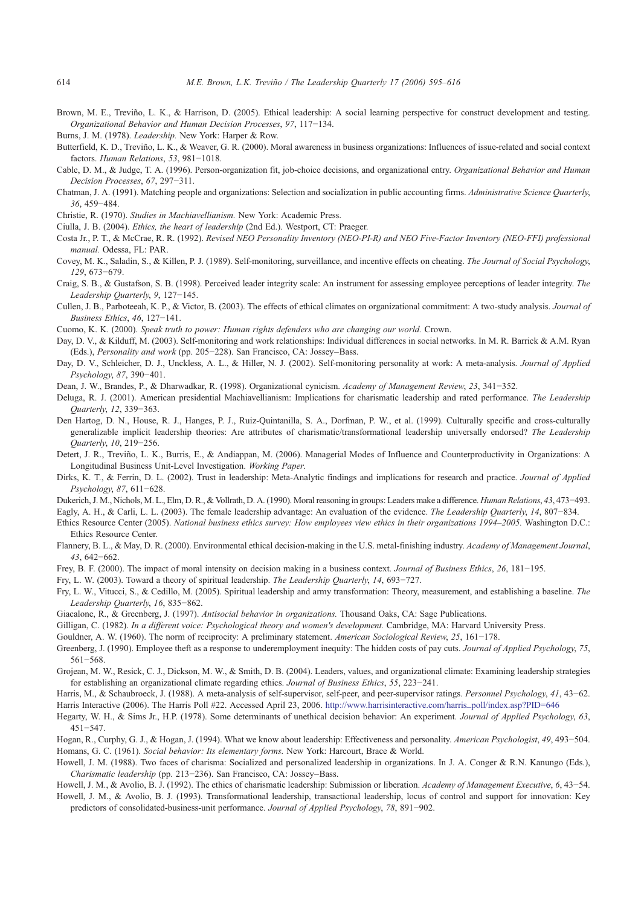Brown, M. E., Treviño, L. K., & Harrison, D. (2005). Ethical leadership: A social learning perspective for construct development and testing. *Organizational Behavior and Human Decision Processes*, *97*, 117−134.

Burns, J. M. (1978). *Leadership.* New York: Harper & Row.

Butterfield, K. D., Treviño, L. K., & Weaver, G. R. (2000). Moral awareness in business organizations: Influences of issue-related and social context factors. *Human Relations*, *53*, 981−1018.

Cable, D. M., & Judge, T. A. (1996). Person-organization fit, job-choice decisions, and organizational entry. *Organizational Behavior and Human Decision Processes*, *67*, 297−311.

Chatman, J. A. (1991). Matching people and organizations: Selection and socialization in public accounting firms. *Administrative Science Quarterly*, *36*, 459−484.

Christie, R. (1970). *Studies in Machiavellianism.* New York: Academic Press.

Ciulla, J. B. (2004). *Ethics, the heart of leadership* (2nd Ed.). Westport, CT: Praeger.

Costa Jr., P. T., & McCrae, R. R. (1992). *Revised NEO Personality Inventory (NEO-PI-R) and NEO Five-Factor Inventory (NEO-FFI) professional manual.* Odessa, FL: PAR.

Covey, M. K., Saladin, S., & Killen, P. J. (1989). Self-monitoring, surveillance, and incentive effects on cheating. *The Journal of Social Psychology*, *129*, 673−679.

Craig, S. B., & Gustafson, S. B. (1998). Perceived leader integrity scale: An instrument for assessing employee perceptions of leader integrity. *The Leadership Quarterly*, *9*, 127−145.

Cullen, J. B., Parboteeah, K. P., & Victor, B. (2003). The effects of ethical climates on organizational commitment: A two-study analysis. *Journal of Business Ethics*, *46*, 127−141.

Cuomo, K. K. (2000). *Speak truth to power: Human rights defenders who are changing our world.* Crown.

Day, D. V., & Kilduff, M. (2003). Self-monitoring and work relationships: Individual differences in social networks. In M. R. Barrick & A.M. Ryan (Eds.), *Personality and work* (pp. 205−228). San Francisco, CA: Jossey–Bass.

Day, D. V., Schleicher, D. J., Unckless, A. L., & Hiller, N. J. (2002). Self-monitoring personality at work: A meta-analysis. *Journal of Applied Psychology*, *87*, 390−401.

Dean, J. W., Brandes, P., & Dharwadkar, R. (1998). Organizational cynicism. *Academy of Management Review*, *23*, 341−352.

Deluga, R. J. (2001). American presidential Machiavellianism: Implications for charismatic leadership and rated performance. *The Leadership Quarterly*, *12*, 339−363.

Den Hartog, D. N., House, R. J., Hanges, P. J., Ruiz-Quintanilla, S. A., Dorfman, P. W., et al. (1999). Culturally specific and cross-culturally generalizable implicit leadership theories: Are attributes of charismatic/transformational leadership universally endorsed? *The Leadership Quarterly*, *10*, 219−256.

Detert, J. R., Treviño, L. K., Burris, E., & Andiappan, M. (2006). Managerial Modes of Influence and Counterproductivity in Organizations: A Longitudinal Business Unit-Level Investigation. *Working Paper.*

Dirks, K. T., & Ferrin, D. L. (2002). Trust in leadership: Meta-Analytic findings and implications for research and practice. *Journal of Applied Psychology*, *87*, 611−628.

Dukerich, J. M., Nichols, M. L., Elm, D. R., & Vollrath, D. A. (1990). Moral reasoning in groups: Leaders make a difference. *Human Relations*, *43*, 473−493.

Eagly, A. H., & Carli, L. L. (2003). The female leadership advantage: An evaluation of the evidence. *The Leadership Quarterly*, *14*, 807−834.

Ethics Resource Center (2005). *National business ethics survey: How employees view ethics in their organizations 1994–2005.* Washington D.C.: Ethics Resource Center.

Flannery, B. L., & May, D. R. (2000). Environmental ethical decision-making in the U.S. metal-finishing industry. *Academy of Management Journal*, *43*, 642−662.

Frey, B. F. (2000). The impact of moral intensity on decision making in a business context. *Journal of Business Ethics*, *26*, 181−195.

Fry, L. W. (2003). Toward a theory of spiritual leadership. *The Leadership Quarterly*, *14*, 693−727.

Fry, L. W., Vitucci, S., & Cedillo, M. (2005). Spiritual leadership and army transformation: Theory, measurement, and establishing a baseline. *The Leadership Quarterly*, *16*, 835−862.

Giacalone, R., & Greenberg, J. (1997). *Antisocial behavior in organizations.* Thousand Oaks, CA: Sage Publications.

Gilligan, C. (1982). *In a different voice: Psychological theory and women's development.* Cambridge, MA: Harvard University Press.

Gouldner, A. W. (1960). The norm of reciprocity: A preliminary statement. *American Sociological Review*, *25*, 161−178.

Greenberg, J. (1990). Employee theft as a response to underemployment inequity: The hidden costs of pay cuts. *Journal of Applied Psychology*, *75*, 561−568.

Grojean, M. W., Resick, C. J., Dickson, M. W., & Smith, D. B. (2004). Leaders, values, and organizational climate: Examining leadership strategies for establishing an organizational climate regarding ethics. *Journal of Business Ethics*, *55*, 223−241.

Harris, M., & Schaubroeck, J. (1988). A meta-analysis of self-supervisor, self-peer, and peer-supervisor ratings. *Personnel Psychology*, *41*, 43−62.

Harris Interactive (2006). The Harris Poll #22. Accessed April 23, 2006. http://www.harrisinteractive.com/harris_poll/index.asp?PID=646

Hegarty, W. H., & Sims Jr., H.P. (1978). Some determinants of unethical decision behavior: An experiment. *Journal of Applied Psychology*, *63*, 451−547.

Hogan, R., Curphy, G. J., & Hogan, J. (1994). What we know about leadership: Effectiveness and personality. *American Psychologist*, *49*, 493−504.

Homans, G. C. (1961). *Social behavior: Its elementary forms.* New York: Harcourt, Brace & World.

Howell, J. M. (1988). Two faces of charisma: Socialized and personalized leadership in organizations. In J. A. Conger & R.N. Kanungo (Eds.), *Charismatic leadership* (pp. 213−236). San Francisco, CA: Jossey–Bass.

Howell, J. M., & Avolio, B. J. (1992). The ethics of charismatic leadership: Submission or liberation. *Academy of Management Executive*, *6*, 43−54.

Howell, J. M., & Avolio, B. J. (1993). Transformational leadership, transactional leadership, locus of control and support for innovation: Key predictors of consolidated-business-unit performance. *Journal of Applied Psychology*, *78*, 891−902.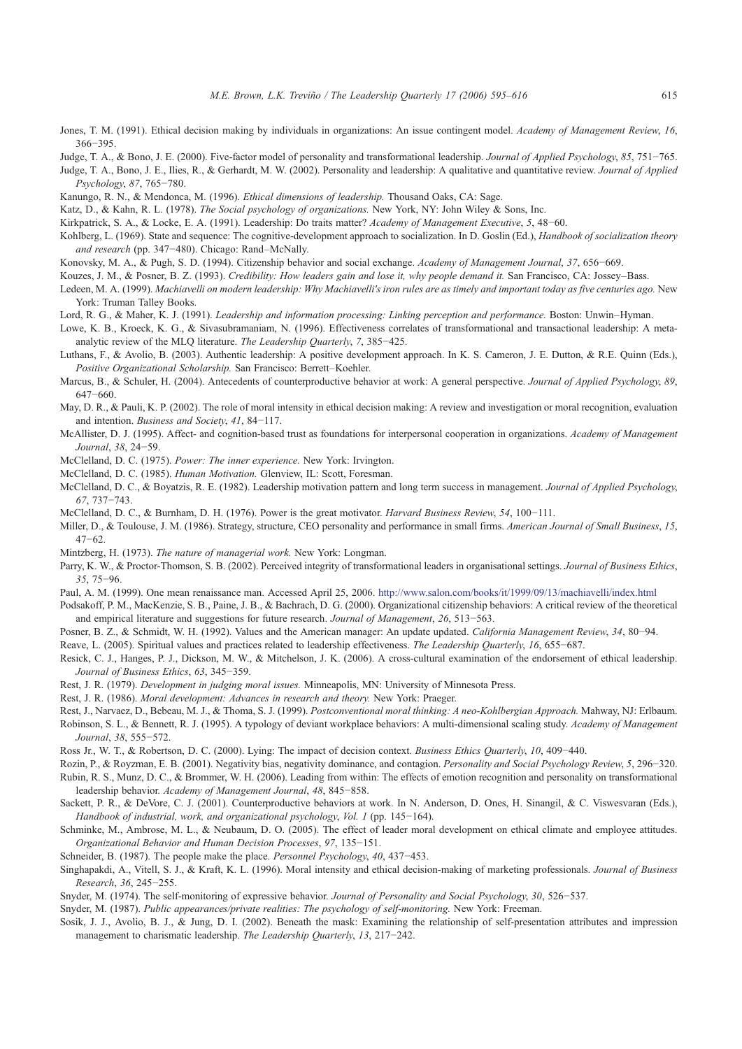Jones, T. M. (1991). Ethical decision making by individuals in organizations: An issue contingent model. *Academy of Management Review*, *16*, 366−395.

Judge, T. A., & Bono, J. E. (2000). Five-factor model of personality and transformational leadership. *Journal of Applied Psychology*, *85*, 751−765.

Judge, T. A., Bono, J. E., Ilies, R., & Gerhardt, M. W. (2002). Personality and leadership: A qualitative and quantitative review. *Journal of Applied Psychology*, *87*, 765−780.

Kanungo, R. N., & Mendonca, M. (1996). *Ethical dimensions of leadership.* Thousand Oaks, CA: Sage.

Katz, D., & Kahn, R. L. (1978). *The Social psychology of organizations.* New York, NY: John Wiley & Sons, Inc.

Kirkpatrick, S. A., & Locke, E. A. (1991). Leadership: Do traits matter? *Academy of Management Executive*, *5*, 48−60.

Kohlberg, L. (1969). State and sequence: The cognitive-development approach to socialization. In D. Goslin (Ed.), *Handbook of socialization theory and research* (pp. 347−480). Chicago: Rand–McNally.

Konovsky, M. A., & Pugh, S. D. (1994). Citizenship behavior and social exchange. *Academy of Management Journal*, *37*, 656−669.

Kouzes, J. M., & Posner, B. Z. (1993). *Credibility: How leaders gain and lose it, why people demand it.* San Francisco, CA: Jossey–Bass.

Ledeen, M. A. (1999). *Machiavelli on modern leadership: Why Machiavelli's iron rules are as timely and important today as five centuries ago.* New York: Truman Talley Books.

Lord, R. G., & Maher, K. J. (1991). *Leadership and information processing: Linking perception and performance.* Boston: Unwin–Hyman.

Lowe, K. B., Kroeck, K. G., & Sivasubramaniam, N. (1996). Effectiveness correlates of transformational and transactional leadership: A meta-analytic review of the MLQ literature. *The Leadership Quarterly*, *7*, 385−425.

Luthans, F., & Avolio, B. (2003). Authentic leadership: A positive development approach. In K. S. Cameron, J. E. Dutton, & R.E. Quinn (Eds.), *Positive Organizational Scholarship.* San Francisco: Berrett–Koehler.

Marcus, B., & Schuler, H. (2004). Antecedents of counterproductive behavior at work: A general perspective. *Journal of Applied Psychology*, *89*, 647−660.

May, D. R., & Pauli, K. P. (2002). The role of moral intensity in ethical decision making: A review and investigation or moral recognition, evaluation and intention. *Business and Society*, *41*, 84−117.

McAllister, D. J. (1995). Affect- and cognition-based trust as foundations for interpersonal cooperation in organizations. *Academy of Management Journal*, *38*, 24−59.

McClelland, D. C. (1975). *Power: The inner experience.* New York: Irvington.

McClelland, D. C. (1985). *Human Motivation.* Glenview, IL: Scott, Foresman.

McClelland, D. C., & Boyatzis, R. E. (1982). Leadership motivation pattern and long term success in management. *Journal of Applied Psychology*, *67*, 737−743.

McClelland, D. C., & Burnham, D. H. (1976). Power is the great motivator. *Harvard Business Review*, *54*, 100−111.

Miller, D., & Toulouse, J. M. (1986). Strategy, structure, CEO personality and performance in small firms. *American Journal of Small Business*, *15*, 47−62.

Mintzberg, H. (1973). *The nature of managerial work.* New York: Longman.

Parry, K. W., & Proctor-Thomson, S. B. (2002). Perceived integrity of transformational leaders in organisational settings. *Journal of Business Ethics*, *35*, 75−96.

Paul, A. M. (1999). One mean renaissance man. Accessed April 25, 2006. http://www.salon.com/books/it/1999/09/13/machiavelli/index.html

Podsakoff, P. M., MacKenzie, S. B., Paine, J. B., & Bachrach, D. G. (2000). Organizational citizenship behaviors: A critical review of the theoretical and empirical literature and suggestions for future research. *Journal of Management*, *26*, 513−563.

Posner, B. Z., & Schmidt, W. H. (1992). Values and the American manager: An update updated. *California Management Review*, *34*, 80−94.

Reave, L. (2005). Spiritual values and practices related to leadership effectiveness. *The Leadership Quarterly*, *16*, 655−687.

Resick, C. J., Hanges, P. J., Dickson, M. W., & Mitchelson, J. K. (2006). A cross-cultural examination of the endorsement of ethical leadership. *Journal of Business Ethics*, *63*, 345−359.

Rest, J. R. (1979). *Development in judging moral issues.* Minneapolis, MN: University of Minnesota Press.

Rest, J. R. (1986). *Moral development: Advances in research and theory.* New York: Praeger.

Rest, J., Narvaez, D., Bebeau, M. J., & Thoma, S. J. (1999). *Postconventional moral thinking: A neo-Kohlbergian Approach.* Mahway, NJ: Erlbaum.

Robinson, S. L., & Bennett, R. J. (1995). A typology of deviant workplace behaviors: A multi-dimensional scaling study. *Academy of Management Journal*, *38*, 555−572.

Ross Jr., W. T., & Robertson, D. C. (2000). Lying: The impact of decision context. *Business Ethics Quarterly*, *10*, 409−440.

Rozin, P., & Royzman, E. B. (2001). Negativity bias, negativity dominance, and contagion. *Personality and Social Psychology Review*, *5*, 296−320.

Rubin, R. S., Munz, D. C., & Brommer, W. H. (2006). Leading from within: The effects of emotion recognition and personality on transformational leadership behavior. *Academy of Management Journal*, *48*, 845−858.

Sackett, P. R., & DeVore, C. J. (2001). Counterproductive behaviors at work. In N. Anderson, D. Ones, H. Sinangil, & C. Viswesvaran (Eds.), *Handbook of industrial, work, and organizational psychology*, *Vol. 1* (pp. 145−164).

Schminke, M., Ambrose, M. L., & Neubaum, D. O. (2005). The effect of leader moral development on ethical climate and employee attitudes. *Organizational Behavior and Human Decision Processes*, *97*, 135−151.

Schneider, B. (1987). The people make the place. *Personnel Psychology*, *40*, 437−453.

Singhapakdi, A., Vitell, S. J., & Kraft, K. L. (1996). Moral intensity and ethical decision-making of marketing professionals. *Journal of Business Research*, *36*, 245−255.

Snyder, M. (1974). The self-monitoring of expressive behavior. *Journal of Personality and Social Psychology*, *30*, 526−537.

Snyder, M. (1987). *Public appearances/private realities: The psychology of self-monitoring.* New York: Freeman.

Sosik, J. J., Avolio, B. J., & Jung, D. I. (2002). Beneath the mask: Examining the relationship of self-presentation attributes and impression management to charismatic leadership. *The Leadership Quarterly*, *13*, 217−242.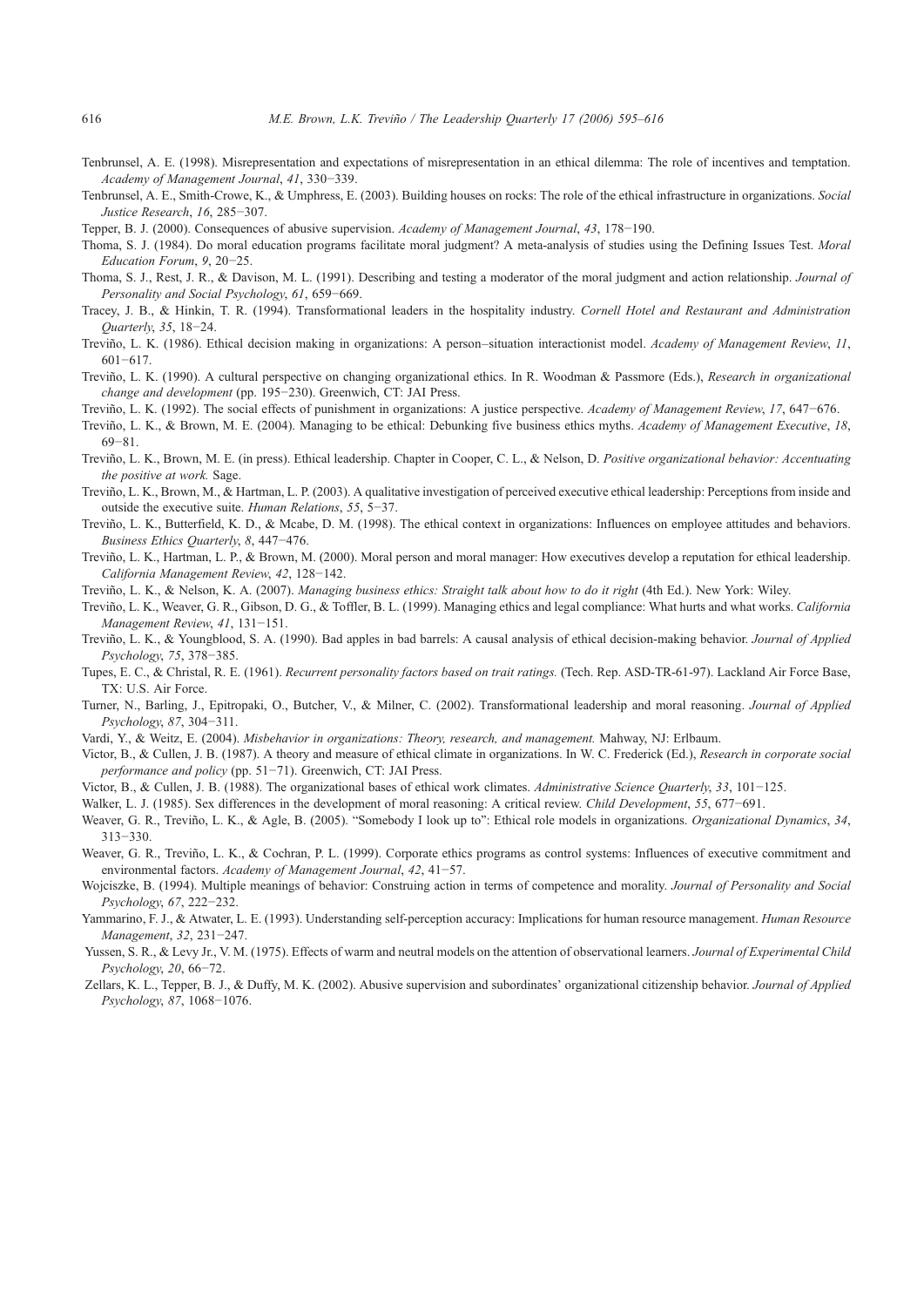Tenbrunsel, A. E. (1998). Misrepresentation and expectations of misrepresentation in an ethical dilemma: The role of incentives and temptation. *Academy of Management Journal*, *41*, 330−339.

Tenbrunsel, A. E., Smith-Crowe, K., & Umphress, E. (2003). Building houses on rocks: The role of the ethical infrastructure in organizations. *Social Justice Research*, *16*, 285−307.

Tepper, B. J. (2000). Consequences of abusive supervision. *Academy of Management Journal*, *43*, 178−190.

Thoma, S. J. (1984). Do moral education programs facilitate moral judgment? A meta-analysis of studies using the Defining Issues Test. *Moral Education Forum*, *9*, 20−25.

Thoma, S. J., Rest, J. R., & Davison, M. L. (1991). Describing and testing a moderator of the moral judgment and action relationship. *Journal of Personality and Social Psychology*, *61*, 659−669.

Tracey, J. B., & Hinkin, T. R. (1994). Transformational leaders in the hospitality industry. *Cornell Hotel and Restaurant and Administration Quarterly*, *35*, 18−24.

Treviño, L. K. (1986). Ethical decision making in organizations: A person–situation interactionist model. *Academy of Management Review*, *11*, 601−617.

Treviño, L. K. (1990). A cultural perspective on changing organizational ethics. In R. Woodman & Passmore (Eds.), *Research in organizational change and development* (pp. 195−230). Greenwich, CT: JAI Press.

Treviño, L. K. (1992). The social effects of punishment in organizations: A justice perspective. *Academy of Management Review*, *17*, 647−676.

Treviño, L. K., & Brown, M. E. (2004). Managing to be ethical: Debunking five business ethics myths. *Academy of Management Executive*, *18*, 69−81.

Treviño, L. K., Brown, M. E. (in press). Ethical leadership. Chapter in Cooper, C. L., & Nelson, D. *Positive organizational behavior: Accentuating the positive at work.* Sage.

Treviño, L. K., Brown, M., & Hartman, L. P. (2003). A qualitative investigation of perceived executive ethical leadership: Perceptions from inside and outside the executive suite. *Human Relations*, *55*, 5−37.

Treviño, L. K., Butterfield, K. D., & Mcabe, D. M. (1998). The ethical context in organizations: Influences on employee attitudes and behaviors. *Business Ethics Quarterly*, *8*, 447−476.

Treviño, L. K., Hartman, L. P., & Brown, M. (2000). Moral person and moral manager: How executives develop a reputation for ethical leadership. *California Management Review*, *42*, 128−142.

Treviño, L. K., & Nelson, K. A. (2007). *Managing business ethics: Straight talk about how to do it right* (4th Ed.). New York: Wiley.

Treviño, L. K., Weaver, G. R., Gibson, D. G., & Toffler, B. L. (1999). Managing ethics and legal compliance: What hurts and what works. *California Management Review*, *41*, 131−151.

Treviño, L. K., & Youngblood, S. A. (1990). Bad apples in bad barrels: A causal analysis of ethical decision-making behavior. *Journal of Applied Psychology*, *75*, 378−385.

Tupes, E. C., & Christal, R. E. (1961). *Recurrent personality factors based on trait ratings.* (Tech. Rep. ASD-TR-61-97). Lackland Air Force Base, TX: U.S. Air Force.

Turner, N., Barling, J., Epitropaki, O., Butcher, V., & Milner, C. (2002). Transformational leadership and moral reasoning. *Journal of Applied Psychology*, *87*, 304−311.

Vardi, Y., & Weitz, E. (2004). *Misbehavior in organizations: Theory, research, and management.* Mahway, NJ: Erlbaum.

Victor, B., & Cullen, J. B. (1987). A theory and measure of ethical climate in organizations. In W. C. Frederick (Ed.), *Research in corporate social performance and policy* (pp. 51−71). Greenwich, CT: JAI Press.

Victor, B., & Cullen, J. B. (1988). The organizational bases of ethical work climates. *Administrative Science Quarterly*, *33*, 101−125.

Walker, L. J. (1985). Sex differences in the development of moral reasoning: A critical review. *Child Development*, *55*, 677−691.

Weaver, G. R., Treviño, L. K., & Agle, B. (2005). "Somebody I look up to": Ethical role models in organizations. *Organizational Dynamics*, *34*, 313−330.

Weaver, G. R., Treviño, L. K., & Cochran, P. L. (1999). Corporate ethics programs as control systems: Influences of executive commitment and environmental factors. *Academy of Management Journal*, *42*, 41−57.

Wojciszke, B. (1994). Multiple meanings of behavior: Construing action in terms of competence and morality. *Journal of Personality and Social Psychology*, *67*, 222−232.

Yammarino, F. J., & Atwater, L. E. (1993). Understanding self-perception accuracy: Implications for human resource management. *Human Resource Management*, *32*, 231−247.

Yussen, S. R., & Levy Jr., V. M. (1975). Effects of warm and neutral models on the attention of observational learners. *Journal of Experimental Child Psychology*, *20*, 66−72.

Zellars, K. L., Tepper, B. J., & Duffy, M. K. (2002). Abusive supervision and subordinates' organizational citizenship behavior. *Journal of Applied Psychology*, *87*, 1068−1076.